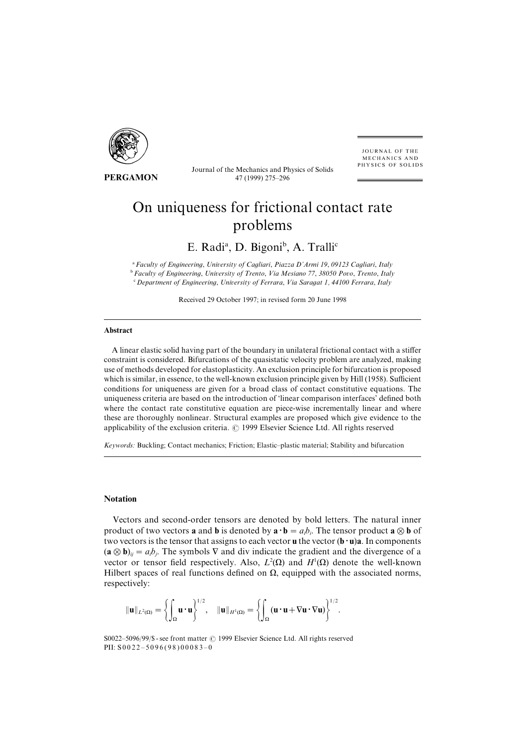# On uniqueness for frictional contact rate problems

E. Radi[a], D. Bigoni[b], A. Tralli[c]

[a] *Faculty of Engineering, University of Cagliari, Piazza D'Armi 19, 09123 Cagliari, Italy*
[b] *Faculty of Engineering, University of Trento, Via Mesiano 77, 38050 Povo, Trento, Italy*
[c] *Department of Engineering, University of Ferrara, Via Saragat 1, 44100 Ferrara, Italy*

Received 29 October 1997; in revised form 20 June 1998

## Abstract

A linear elastic solid having part of the boundary in unilateral frictional contact with a stiffer constraint is considered. Bifurcations of the quasistatic velocity problem are analyzed, making use of methods developed for elastoplasticity. An exclusion principle for bifurcation is proposed which is similar, in essence, to the well-known exclusion principle given by Hill (1958). Sufficient conditions for uniqueness are given for a broad class of contact constitutive equations. The uniqueness criteria are based on the introduction of 'linear comparison interfaces' defined both where the contact rate constitutive equation are piece-wise incrementally linear and where these are thoroughly nonlinear. Structural examples are proposed which give evidence to the applicability of the exclusion criteria. © 1999 Elsevier Science Ltd. All rights reserved

*Keywords:* Buckling; Contact mechanics; Friction; Elastic–plastic material; Stability and bifurcation

## Notation

Vectors and second-order tensors are denoted by bold letters. The natural inner product of two vectors **a** and **b** is denoted by $\mathbf{a} \cdot \mathbf{b} = a_i b_i$. The tensor product $\mathbf{a} \otimes \mathbf{b}$ of two vectors is the tensor that assigns to each vector **u** the vector $(\mathbf{b} \cdot \mathbf{u})\mathbf{a}$. In components $(\mathbf{a} \otimes \mathbf{b})_{ij} = a_i b_j$. The symbols $\nabla$ and div indicate the gradient and the divergence of a vector or tensor field respectively. Also, $L^2(\Omega)$ and $H^1(\Omega)$ denote the well-known Hilbert spaces of real functions defined on $\Omega$, equipped with the associated norms, respectively:

$$\|\mathbf{u}\|_{L^2(\Omega)} = \left\{ \int_\Omega \mathbf{u} \cdot \mathbf{u} \right\}^{1/2}, \quad \|\mathbf{u}\|_{H^1(\Omega)} = \left\{ \int_\Omega (\mathbf{u} \cdot \mathbf{u} + \nabla \mathbf{u} \cdot \nabla \mathbf{u}) \right\}^{1/2}.$$

S0022–5096/99/$ - see front matter © 1999 Elsevier Science Ltd. All rights reserved
PII: S0022–5096(98)00083–0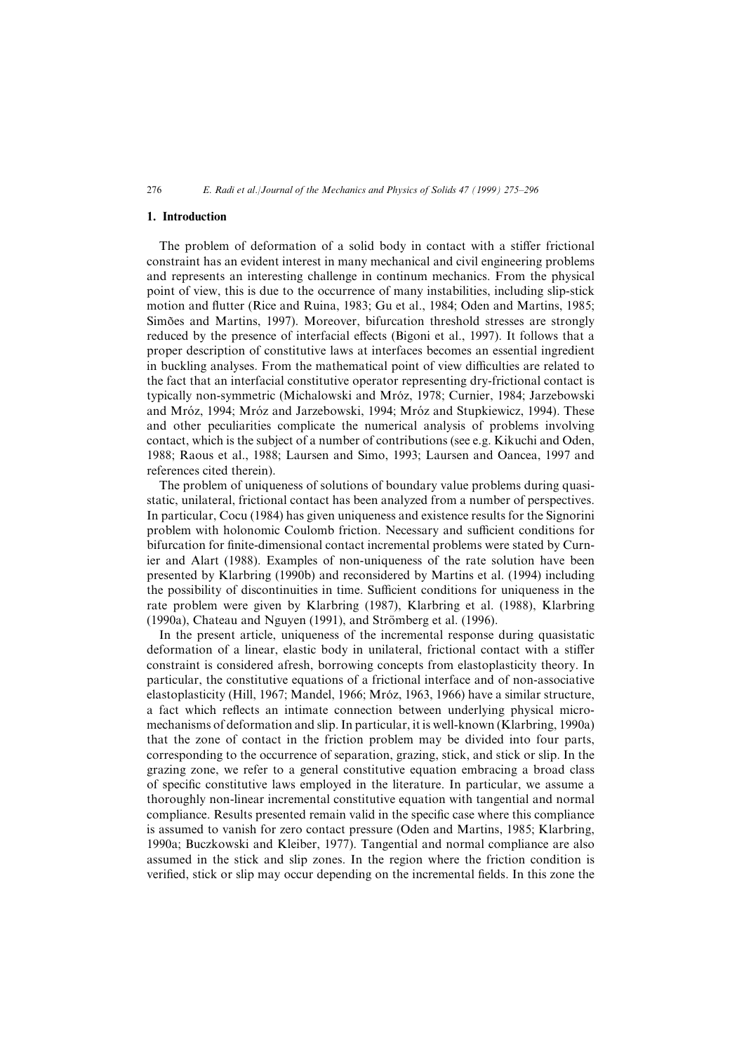## 1. Introduction

The problem of deformation of a solid body in contact with a stiffer frictional constraint has an evident interest in many mechanical and civil engineering problems and represents an interesting challenge in continum mechanics. From the physical point of view, this is due to the occurrence of many instabilities, including slip-stick motion and flutter (Rice and Ruina, 1983; Gu et al., 1984; Oden and Martins, 1985; Simões and Martins, 1997). Moreover, bifurcation threshold stresses are strongly reduced by the presence of interfacial effects (Bigoni et al., 1997). It follows that a proper description of constitutive laws at interfaces becomes an essential ingredient in buckling analyses. From the mathematical point of view difficulties are related to the fact that an interfacial constitutive operator representing dry-frictional contact is typically non-symmetric (Michalowski and Mróz, 1978; Curnier, 1984; Jarzebowski and Mróz, 1994; Mróz and Jarzebowski, 1994; Mróz and Stupkiewicz, 1994). These and other peculiarities complicate the numerical analysis of problems involving contact, which is the subject of a number of contributions (see e.g. Kikuchi and Oden, 1988; Raous et al., 1988; Laursen and Simo, 1993; Laursen and Oancea, 1997 and references cited therein).

The problem of uniqueness of solutions of boundary value problems during quasi-static, unilateral, frictional contact has been analyzed from a number of perspectives. In particular, Cocu (1984) has given uniqueness and existence results for the Signorini problem with holonomic Coulomb friction. Necessary and sufficient conditions for bifurcation for finite-dimensional contact incremental problems were stated by Curnier and Alart (1988). Examples of non-uniqueness of the rate solution have been presented by Klarbring (1990b) and reconsidered by Martins et al. (1994) including the possibility of discontinuities in time. Sufficient conditions for uniqueness in the rate problem were given by Klarbring (1987), Klarbring et al. (1988), Klarbring (1990a), Chateau and Nguyen (1991), and Strömberg et al. (1996).

In the present article, uniqueness of the incremental response during quasistatic deformation of a linear, elastic body in unilateral, frictional contact with a stiffer constraint is considered afresh, borrowing concepts from elastoplasticity theory. In particular, the constitutive equations of a frictional interface and of non-associative elastoplasticity (Hill, 1967; Mandel, 1966; Mróz, 1963, 1966) have a similar structure, a fact which reflects an intimate connection between underlying physical micro-mechanisms of deformation and slip. In particular, it is well-known (Klarbring, 1990a) that the zone of contact in the friction problem may be divided into four parts, corresponding to the occurrence of separation, grazing, stick, and stick or slip. In the grazing zone, we refer to a general constitutive equation embracing a broad class of specific constitutive laws employed in the literature. In particular, we assume a thoroughly non-linear incremental constitutive equation with tangential and normal compliance. Results presented remain valid in the specific case where this compliance is assumed to vanish for zero contact pressure (Oden and Martins, 1985; Klarbring, 1990a; Buczkowski and Kleiber, 1977). Tangential and normal compliance are also assumed in the stick and slip zones. In the region where the friction condition is verified, stick or slip may occur depending on the incremental fields. In this zone the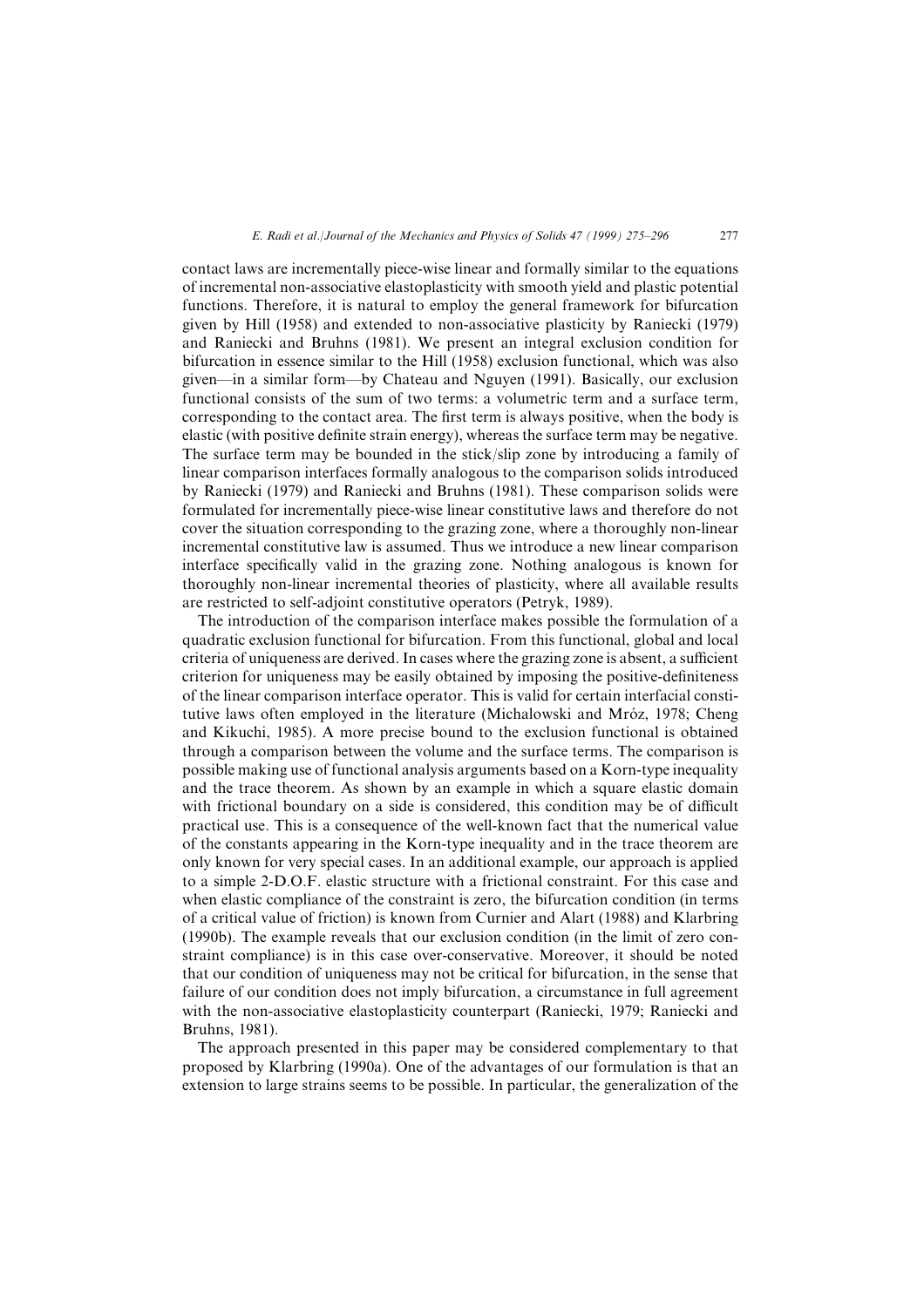contact laws are incrementally piece-wise linear and formally similar to the equations of incremental non-associative elastoplasticity with smooth yield and plastic potential functions. Therefore, it is natural to employ the general framework for bifurcation given by Hill (1958) and extended to non-associative plasticity by Raniecki (1979) and Raniecki and Bruhns (1981). We present an integral exclusion condition for bifurcation in essence similar to the Hill (1958) exclusion functional, which was also given—in a similar form—by Chateau and Nguyen (1991). Basically, our exclusion functional consists of the sum of two terms: a volumetric term and a surface term, corresponding to the contact area. The first term is always positive, when the body is elastic (with positive definite strain energy), whereas the surface term may be negative. The surface term may be bounded in the stick/slip zone by introducing a family of linear comparison interfaces formally analogous to the comparison solids introduced by Raniecki (1979) and Raniecki and Bruhns (1981). These comparison solids were formulated for incrementally piece-wise linear constitutive laws and therefore do not cover the situation corresponding to the grazing zone, where a thoroughly non-linear incremental constitutive law is assumed. Thus we introduce a new linear comparison interface specifically valid in the grazing zone. Nothing analogous is known for thoroughly non-linear incremental theories of plasticity, where all available results are restricted to self-adjoint constitutive operators (Petryk, 1989).

The introduction of the comparison interface makes possible the formulation of a quadratic exclusion functional for bifurcation. From this functional, global and local criteria of uniqueness are derived. In cases where the grazing zone is absent, a sufficient criterion for uniqueness may be easily obtained by imposing the positive-definiteness of the linear comparison interface operator. This is valid for certain interfacial constitutive laws often employed in the literature (Michalowski and Mróz, 1978; Cheng and Kikuchi, 1985). A more precise bound to the exclusion functional is obtained through a comparison between the volume and the surface terms. The comparison is possible making use of functional analysis arguments based on a Korn-type inequality and the trace theorem. As shown by an example in which a square elastic domain with frictional boundary on a side is considered, this condition may be of difficult practical use. This is a consequence of the well-known fact that the numerical value of the constants appearing in the Korn-type inequality and in the trace theorem are only known for very special cases. In an additional example, our approach is applied to a simple 2-D.O.F. elastic structure with a frictional constraint. For this case and when elastic compliance of the constraint is zero, the bifurcation condition (in terms of a critical value of friction) is known from Curnier and Alart (1988) and Klarbring (1990b). The example reveals that our exclusion condition (in the limit of zero constraint compliance) is in this case over-conservative. Moreover, it should be noted that our condition of uniqueness may not be critical for bifurcation, in the sense that failure of our condition does not imply bifurcation, a circumstance in full agreement with the non-associative elastoplasticity counterpart (Raniecki, 1979; Raniecki and Bruhns, 1981).

The approach presented in this paper may be considered complementary to that proposed by Klarbring (1990a). One of the advantages of our formulation is that an extension to large strains seems to be possible. In particular, the generalization of the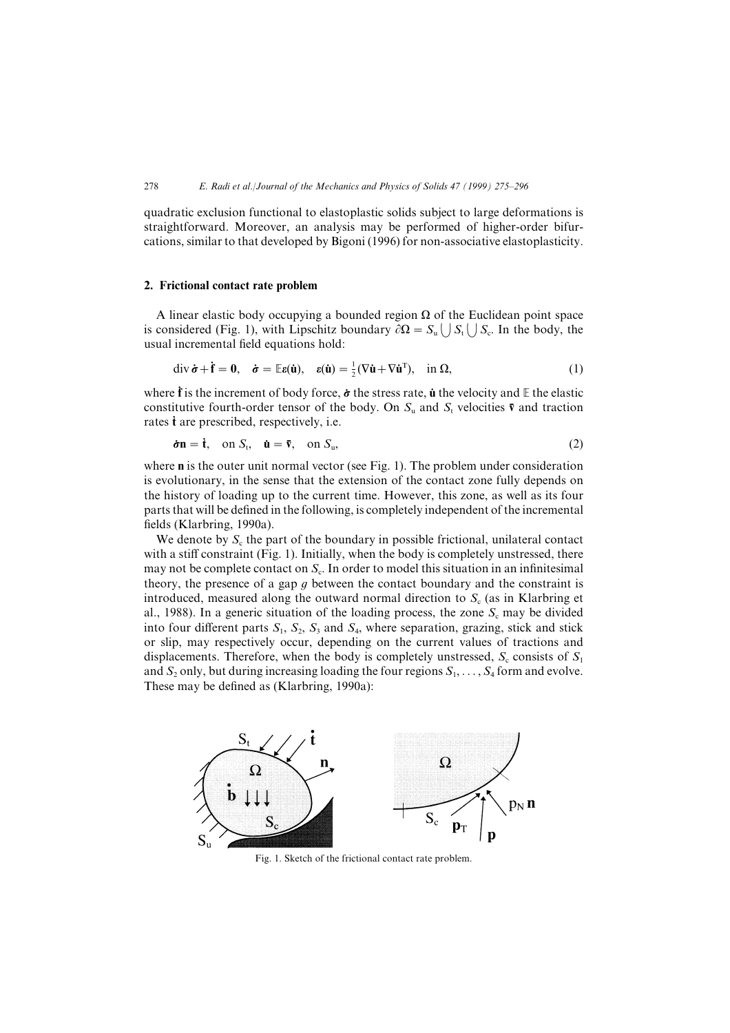quadratic exclusion functional to elastoplastic solids subject to large deformations is straightforward. Moreover, an analysis may be performed of higher-order bifurcations, similar to that developed by Bigoni (1996) for non-associative elastoplasticity.

## 2. Frictional contact rate problem

A linear elastic body occupying a bounded region $\Omega$ of the Euclidean point space is considered (Fig. 1), with Lipschitz boundary $\partial\Omega = S_u \bigcup S_t \bigcup S_c$. In the body, the usual incremental field equations hold:

$$\operatorname{div} \dot{\boldsymbol{\sigma}} + \dot{\mathbf{f}} = \mathbf{0}, \quad \dot{\boldsymbol{\sigma}} = \mathbb{E}\boldsymbol{\varepsilon}(\dot{\mathbf{u}}), \quad \boldsymbol{\varepsilon}(\dot{\mathbf{u}}) = \tfrac{1}{2}(\nabla\dot{\mathbf{u}} + \nabla\dot{\mathbf{u}}^{\mathrm{T}}), \quad \text{in } \Omega, \tag{1}$$

where $\dot{\mathbf{f}}$ is the increment of body force, $\dot{\boldsymbol{\sigma}}$ the stress rate, $\dot{\mathbf{u}}$ the velocity and $\mathbb{E}$ the elastic constitutive fourth-order tensor of the body. On $S_u$ and $S_t$ velocities $\bar{\mathbf{v}}$ and traction rates $\dot{\mathbf{t}}$ are prescribed, respectively, i.e.

$$\dot{\boldsymbol{\sigma}}\mathbf{n} = \dot{\mathbf{t}}, \quad \text{on } S_t, \quad \dot{\mathbf{u}} = \bar{\mathbf{v}}, \quad \text{on } S_u, \tag{2}$$

where $\mathbf{n}$ is the outer unit normal vector (see Fig. 1). The problem under consideration is evolutionary, in the sense that the extension of the contact zone fully depends on the history of loading up to the current time. However, this zone, as well as its four parts that will be defined in the following, is completely independent of the incremental fields (Klarbring, 1990a).

We denote by $S_c$ the part of the boundary in possible frictional, unilateral contact with a stiff constraint (Fig. 1). Initially, when the body is completely unstressed, there may not be complete contact on $S_c$. In order to model this situation in an infinitesimal theory, the presence of a gap $g$ between the contact boundary and the constraint is introduced, measured along the outward normal direction to $S_c$ (as in Klarbring et al., 1988). In a generic situation of the loading process, the zone $S_c$ may be divided into four different parts $S_1$, $S_2$, $S_3$ and $S_4$, where separation, grazing, stick and stick or slip, may respectively occur, depending on the current values of tractions and displacements. Therefore, when the body is completely unstressed, $S_c$ consists of $S_1$ and $S_2$ only, but during increasing loading the four regions $S_1, \ldots, S_4$ form and evolve. These may be defined as (Klarbring, 1990a):

Fig. 1. Sketch of the frictional contact rate problem.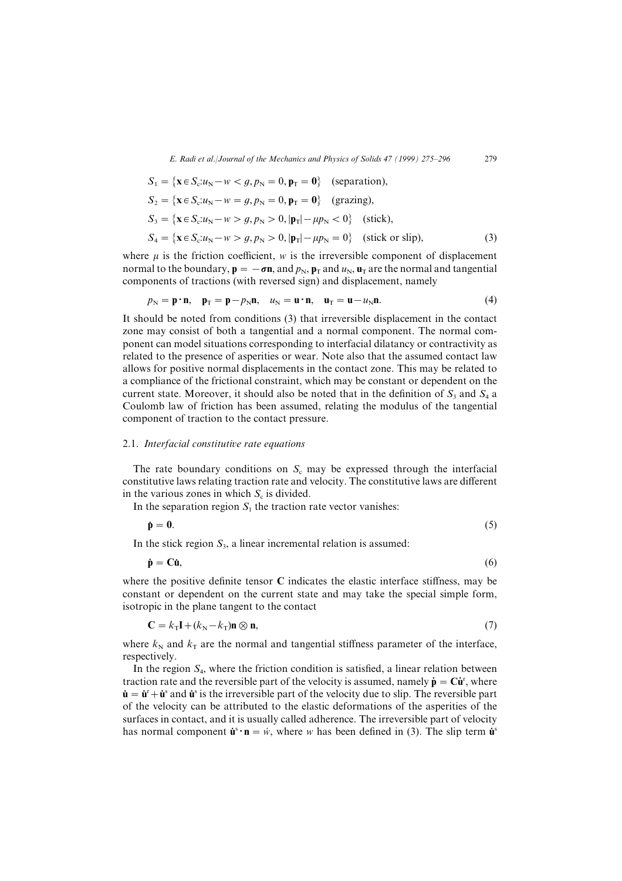$$
\begin{aligned}
S_1 &= \{\mathbf{x} \in S_c : u_N - w < g, p_N = 0, \mathbf{p}_T = \mathbf{0}\} \quad \text{(separation)}, \\
S_2 &= \{\mathbf{x} \in S_c : u_N - w = g, p_N = 0, \mathbf{p}_T = \mathbf{0}\} \quad \text{(grazing)}, \\
S_3 &= \{\mathbf{x} \in S_c : u_N - w > g, p_N > 0, |\mathbf{p}_T| - \mu p_N < 0\} \quad \text{(stick)}, \\
S_4 &= \{\mathbf{x} \in S_c : u_N - w > g, p_N > 0, |\mathbf{p}_T| - \mu p_N = 0\} \quad \text{(stick or slip)},
\end{aligned} \tag{3}
$$

where $\mu$ is the friction coefficient, $w$ is the irreversible component of displacement normal to the boundary, $\mathbf{p} = -\boldsymbol{\sigma}\mathbf{n}$, and $p_N$, $\mathbf{p}_T$ and $u_N$, $\mathbf{u}_T$ are the normal and tangential components of tractions (with reversed sign) and displacement, namely

$$
p_N = \mathbf{p} \cdot \mathbf{n}, \quad \mathbf{p}_T = \mathbf{p} - p_N \mathbf{n}, \quad u_N = \mathbf{u} \cdot \mathbf{n}, \quad \mathbf{u}_T = \mathbf{u} - u_N \mathbf{n}. \tag{4}
$$

It should be noted from conditions (3) that irreversible displacement in the contact zone may consist of both a tangential and a normal component. The normal component can model situations corresponding to interfacial dilatancy or contractivity as related to the presence of asperities or wear. Note also that the assumed contact law allows for positive normal displacements in the contact zone. This may be related to a compliance of the frictional constraint, which may be constant or dependent on the current state. Moreover, it should also be noted that in the definition of $S_3$ and $S_4$ a Coulomb law of friction has been assumed, relating the modulus of the tangential component of traction to the contact pressure.

### 2.1. *Interfacial constitutive rate equations*

The rate boundary conditions on $S_c$ may be expressed through the interfacial constitutive laws relating traction rate and velocity. The constitutive laws are different in the various zones in which $S_c$ is divided.

In the separation region $S_1$ the traction rate vector vanishes:

$$
\dot{\mathbf{p}} = \mathbf{0}. \tag{5}
$$

In the stick region $S_3$, a linear incremental relation is assumed:

$$
\dot{\mathbf{p}} = \mathbf{C}\dot{\mathbf{u}}, \tag{6}
$$

where the positive definite tensor $\mathbf{C}$ indicates the elastic interface stiffness, may be constant or dependent on the current state and may take the special simple form, isotropic in the plane tangent to the contact

$$
\mathbf{C} = k_T \mathbf{I} + (k_N - k_T)\mathbf{n} \otimes \mathbf{n}, \tag{7}
$$

where $k_N$ and $k_T$ are the normal and tangential stiffness parameter of the interface, respectively.

In the region $S_4$, where the friction condition is satisfied, a linear relation between traction rate and the reversible part of the velocity is assumed, namely $\dot{\mathbf{p}} = \mathbf{C}\dot{\mathbf{u}}^r$, where $\dot{\mathbf{u}} = \dot{\mathbf{u}}^r + \dot{\mathbf{u}}^s$ and $\dot{\mathbf{u}}^s$ is the irreversible part of the velocity due to slip. The reversible part of the velocity can be attributed to the elastic deformations of the asperities of the surfaces in contact, and it is usually called adherence. The irreversible part of velocity has normal component $\dot{\mathbf{u}}^s \cdot \mathbf{n} = \dot{w}$, where $w$ has been defined in (3). The slip term $\dot{\mathbf{u}}^s$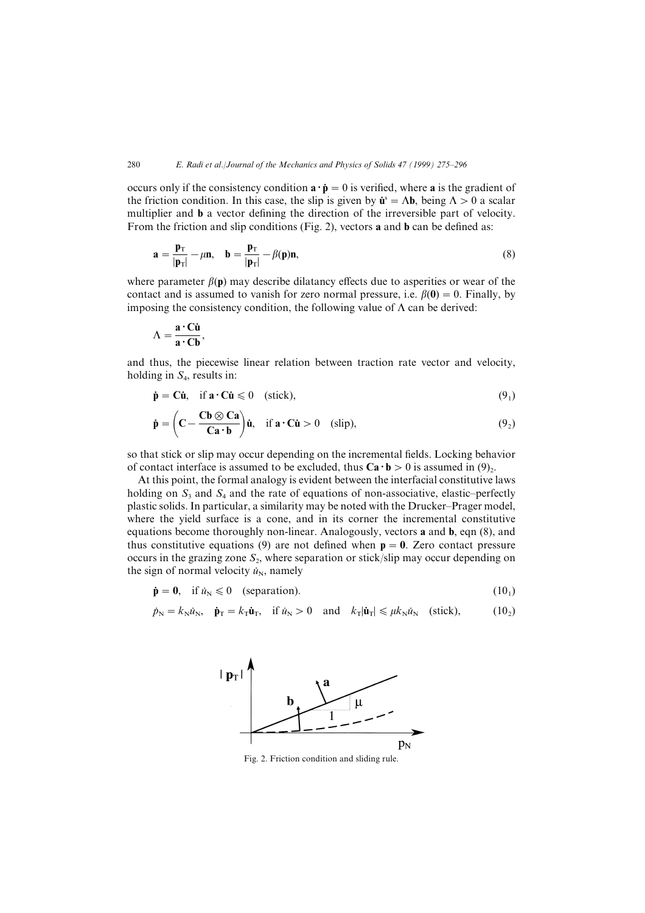occurs only if the consistency condition $\mathbf{a} \cdot \dot{\mathbf{p}} = 0$ is verified, where $\mathbf{a}$ is the gradient of the friction condition. In this case, the slip is given by $\dot{\mathbf{u}}^s = \Lambda \mathbf{b}$, being $\Lambda > 0$ a scalar multiplier and $\mathbf{b}$ a vector defining the direction of the irreversible part of velocity. From the friction and slip conditions (Fig. 2), vectors $\mathbf{a}$ and $\mathbf{b}$ can be defined as:

$$\mathbf{a} = \frac{\mathbf{p}_T}{|\mathbf{p}_T|} - \mu \mathbf{n}, \quad \mathbf{b} = \frac{\mathbf{p}_T}{|\mathbf{p}_T|} - \beta(\mathbf{p})\mathbf{n}, \tag{8}$$

where parameter $\beta(\mathbf{p})$ may describe dilatancy effects due to asperities or wear of the contact and is assumed to vanish for zero normal pressure, i.e. $\beta(\mathbf{0}) = 0$. Finally, by imposing the consistency condition, the following value of $\Lambda$ can be derived:

$$\Lambda = \frac{\mathbf{a} \cdot \mathbf{C}\dot{\mathbf{u}}}{\mathbf{a} \cdot \mathbf{C}\mathbf{b}},$$

and thus, the piecewise linear relation between traction rate vector and velocity, holding in $S_4$, results in:

$$\dot{\mathbf{p}} = \mathbf{C}\dot{\mathbf{u}}, \quad \text{if } \mathbf{a} \cdot \mathbf{C}\dot{\mathbf{u}} \leqslant 0 \quad \text{(stick)}, \tag{$9_1$}$$

$$\dot{\mathbf{p}} = \left( \mathbf{C} - \frac{\mathbf{C}\mathbf{b} \otimes \mathbf{C}\mathbf{a}}{\mathbf{C}\mathbf{a} \cdot \mathbf{b}} \right) \dot{\mathbf{u}}, \quad \text{if } \mathbf{a} \cdot \mathbf{C}\dot{\mathbf{u}} > 0 \quad \text{(slip)}, \tag{$9_2$}$$

so that stick or slip may occur depending on the incremental fields. Locking behavior of contact interface is assumed to be excluded, thus $\mathbf{C}\mathbf{a} \cdot \mathbf{b} > 0$ is assumed in $(9)_2$.

At this point, the formal analogy is evident between the interfacial constitutive laws holding on $S_3$ and $S_4$ and the rate of equations of non-associative, elastic–perfectly plastic solids. In particular, a similarity may be noted with the Drucker–Prager model, where the yield surface is a cone, and in its corner the incremental constitutive equations become thoroughly non-linear. Analogously, vectors $\mathbf{a}$ and $\mathbf{b}$, eqn (8), and thus constitutive equations (9) are not defined when $\mathbf{p} = \mathbf{0}$. Zero contact pressure occurs in the grazing zone $S_2$, where separation or stick/slip may occur depending on the sign of normal velocity $\dot{u}_N$, namely

$$\dot{\mathbf{p}} = \mathbf{0}, \quad \text{if } \dot{u}_N \leqslant 0 \quad \text{(separation)}. \tag{$10_1$}$$

$$\dot{p}_N = k_N \dot{u}_N, \quad \dot{\mathbf{p}}_T = k_T \dot{\mathbf{u}}_T, \quad \text{if } \dot{u}_N > 0 \quad \text{and} \quad k_T |\dot{\mathbf{u}}_T| \leqslant \mu k_N \dot{u}_N \quad \text{(stick)}, \tag{$10_2$}$$

Fig. 2. Friction condition and sliding rule.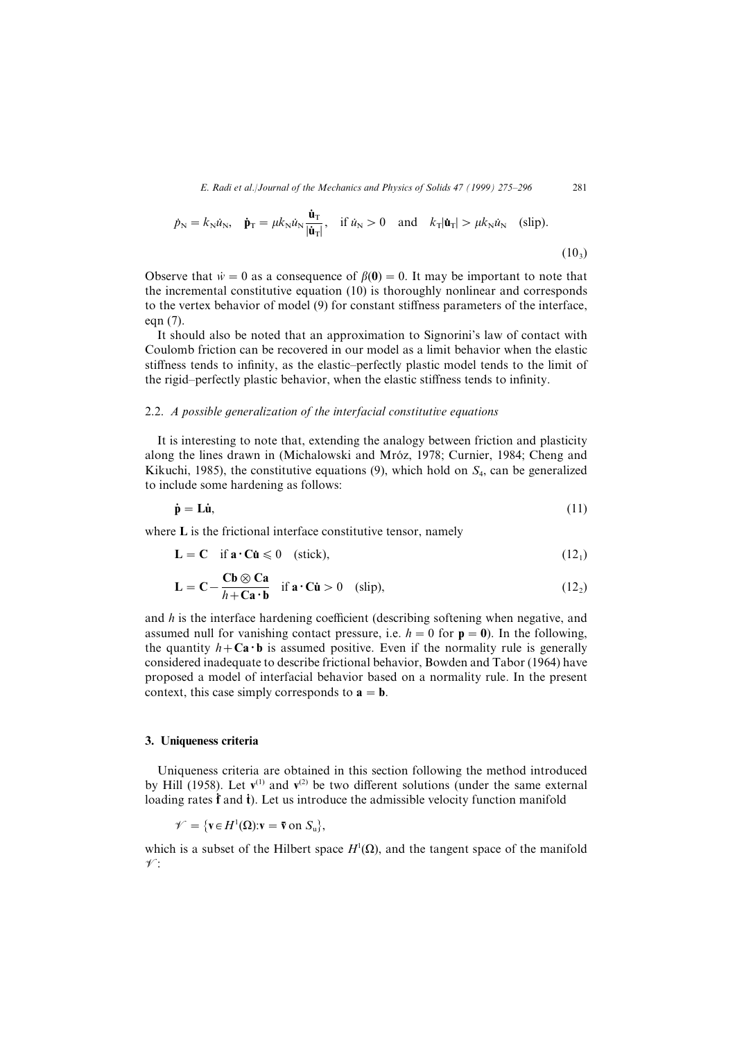$$\dot{p}_{\mathrm{N}} = k_{\mathrm{N}}\dot{u}_{\mathrm{N}}, \quad \dot{\mathbf{p}}_{\mathrm{T}} = \mu k_{\mathrm{N}}\dot{u}_{\mathrm{N}}\frac{\dot{\mathbf{u}}_{\mathrm{T}}}{|\dot{\mathbf{u}}_{\mathrm{T}}|}, \quad \text{if } \dot{u}_{\mathrm{N}} > 0 \quad \text{and} \quad k_{\mathrm{T}}|\dot{\mathbf{u}}_{\mathrm{T}}| > \mu k_{\mathrm{N}}\dot{u}_{\mathrm{N}} \quad \text{(slip)}. \tag{$10_3$}$$

Observe that $\dot{w} = 0$ as a consequence of $\beta(\mathbf{0}) = 0$. It may be important to note that the incremental constitutive equation (10) is thoroughly nonlinear and corresponds to the vertex behavior of model (9) for constant stiffness parameters of the interface, eqn (7).

It should also be noted that an approximation to Signorini's law of contact with Coulomb friction can be recovered in our model as a limit behavior when the elastic stiffness tends to infinity, as the elastic–perfectly plastic model tends to the limit of the rigid–perfectly plastic behavior, when the elastic stiffness tends to infinity.

### 2.2. *A possible generalization of the interfacial constitutive equations*

It is interesting to note that, extending the analogy between friction and plasticity along the lines drawn in (Michalowski and Mróz, 1978; Curnier, 1984; Cheng and Kikuchi, 1985), the constitutive equations (9), which hold on $S_4$, can be generalized to include some hardening as follows:

$$\dot{\mathbf{p}} = \mathbf{L}\dot{\mathbf{u}}, \tag{11}$$

where $\mathbf{L}$ is the frictional interface constitutive tensor, namely

$$\mathbf{L} = \mathbf{C} \quad \text{if } \mathbf{a}\cdot\mathbf{C}\dot{\mathbf{u}} \leqslant 0 \quad \text{(stick)}, \tag{$12_1$}$$

$$\mathbf{L} = \mathbf{C} - \frac{\mathbf{Cb}\otimes\mathbf{Ca}}{h+\mathbf{Ca}\cdot\mathbf{b}} \quad \text{if } \mathbf{a}\cdot\mathbf{C}\dot{\mathbf{u}} > 0 \quad \text{(slip)}, \tag{$12_2$}$$

and $h$ is the interface hardening coefficient (describing softening when negative, and assumed null for vanishing contact pressure, i.e. $h = 0$ for $\mathbf{p} = \mathbf{0}$). In the following, the quantity $h+\mathbf{Ca}\cdot\mathbf{b}$ is assumed positive. Even if the normality rule is generally considered inadequate to describe frictional behavior, Bowden and Tabor (1964) have proposed a model of interfacial behavior based on a normality rule. In the present context, this case simply corresponds to $\mathbf{a} = \mathbf{b}$.

## 3. Uniqueness criteria

Uniqueness criteria are obtained in this section following the method introduced by Hill (1958). Let $\mathbf{v}^{(1)}$ and $\mathbf{v}^{(2)}$ be two different solutions (under the same external loading rates $\dot{\mathbf{f}}$ and $\dot{\mathbf{t}}$). Let us introduce the admissible velocity function manifold

$$\mathscr{V} = \{\mathbf{v}\in H^1(\Omega):\mathbf{v} = \bar{\mathbf{v}} \text{ on } S_{\mathrm{u}}\},$$

which is a subset of the Hilbert space $H^1(\Omega)$, and the tangent space of the manifold $\mathscr{V}$: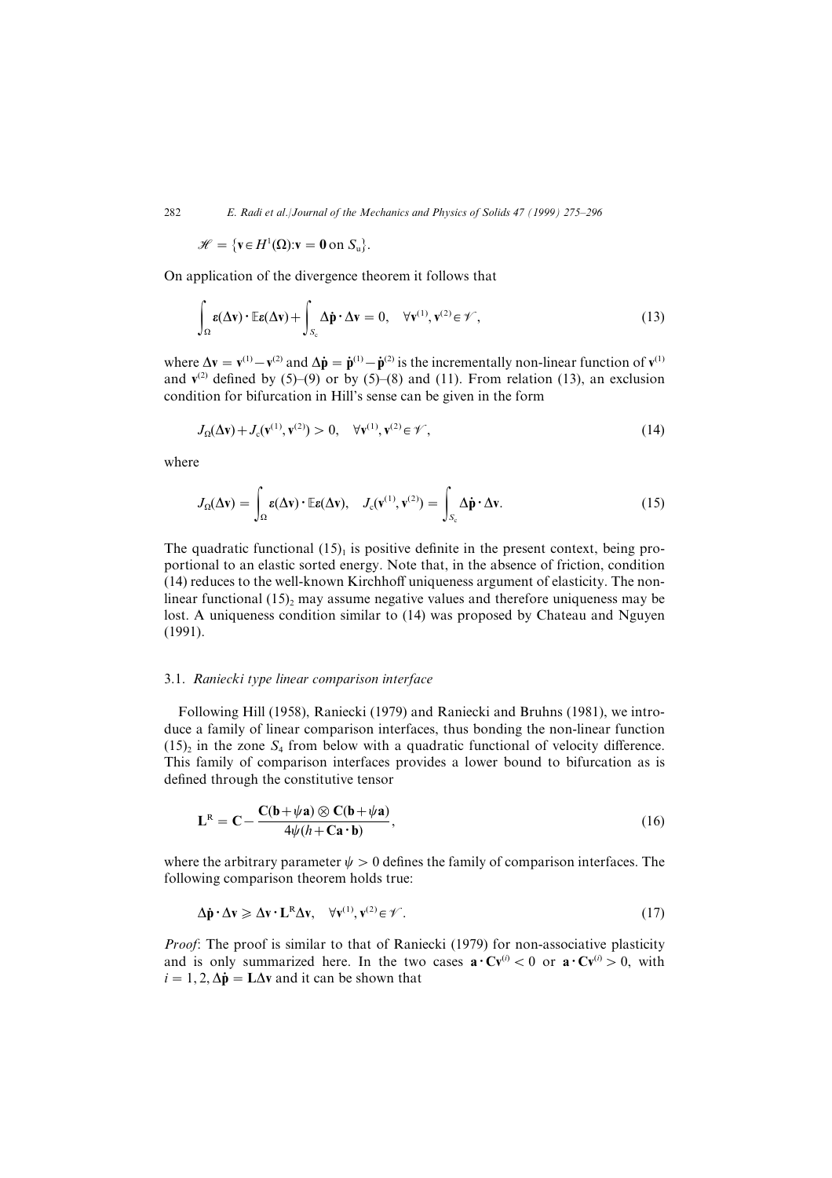$$\mathscr{H} = \{\mathbf{v} \in H^1(\Omega) : \mathbf{v} = \mathbf{0} \text{ on } S_u\}.$$

On application of the divergence theorem it follows that

$$\int_{\Omega} \boldsymbol{\varepsilon}(\Delta \mathbf{v}) \cdot \mathbb{E}\boldsymbol{\varepsilon}(\Delta \mathbf{v}) + \int_{S_c} \Delta \dot{\mathbf{p}} \cdot \Delta \mathbf{v} = 0, \quad \forall \mathbf{v}^{(1)}, \mathbf{v}^{(2)} \in \mathscr{V}, \tag{13}$$

where $\Delta \mathbf{v} = \mathbf{v}^{(1)} - \mathbf{v}^{(2)}$ and $\Delta \dot{\mathbf{p}} = \dot{\mathbf{p}}^{(1)} - \dot{\mathbf{p}}^{(2)}$ is the incrementally non-linear function of $\mathbf{v}^{(1)}$ and $\mathbf{v}^{(2)}$ defined by (5)–(9) or by (5)–(8) and (11). From relation (13), an exclusion condition for bifurcation in Hill's sense can be given in the form

$$J_{\Omega}(\Delta \mathbf{v}) + J_c(\mathbf{v}^{(1)}, \mathbf{v}^{(2)}) > 0, \quad \forall \mathbf{v}^{(1)}, \mathbf{v}^{(2)} \in \mathscr{V}, \tag{14}$$

where

$$J_{\Omega}(\Delta \mathbf{v}) = \int_{\Omega} \boldsymbol{\varepsilon}(\Delta \mathbf{v}) \cdot \mathbb{E}\boldsymbol{\varepsilon}(\Delta \mathbf{v}), \quad J_c(\mathbf{v}^{(1)}, \mathbf{v}^{(2)}) = \int_{S_c} \Delta \dot{\mathbf{p}} \cdot \Delta \mathbf{v}. \tag{15}$$

The quadratic functional $(15)_1$ is positive definite in the present context, being proportional to an elastic sorted energy. Note that, in the absence of friction, condition (14) reduces to the well-known Kirchhoff uniqueness argument of elasticity. The non-linear functional $(15)_2$ may assume negative values and therefore uniqueness may be lost. A uniqueness condition similar to (14) was proposed by Chateau and Nguyen (1991).

### 3.1. *Raniecki type linear comparison interface*

Following Hill (1958), Raniecki (1979) and Raniecki and Bruhns (1981), we introduce a family of linear comparison interfaces, thus bonding the non-linear function $(15)_2$ in the zone $S_4$ from below with a quadratic functional of velocity difference. This family of comparison interfaces provides a lower bound to bifurcation as is defined through the constitutive tensor

$$\mathbf{L}^{\mathrm{R}} = \mathbf{C} - \frac{\mathbf{C}(\mathbf{b} + \psi \mathbf{a}) \otimes \mathbf{C}(\mathbf{b} + \psi \mathbf{a})}{4\psi(h + \mathbf{C}\mathbf{a} \cdot \mathbf{b})}, \tag{16}$$

where the arbitrary parameter $\psi > 0$ defines the family of comparison interfaces. The following comparison theorem holds true:

$$\Delta \dot{\mathbf{p}} \cdot \Delta \mathbf{v} \geqslant \Delta \mathbf{v} \cdot \mathbf{L}^{\mathrm{R}} \Delta \mathbf{v}, \quad \forall \mathbf{v}^{(1)}, \mathbf{v}^{(2)} \in \mathscr{V}. \tag{17}$$

*Proof*: The proof is similar to that of Raniecki (1979) for non-associative plasticity and is only summarized here. In the two cases $\mathbf{a} \cdot \mathbf{C}\mathbf{v}^{(i)} < 0$ or $\mathbf{a} \cdot \mathbf{C}\mathbf{v}^{(i)} > 0$, with $i = 1, 2, \Delta \dot{\mathbf{p}} = \mathbf{L}\Delta \mathbf{v}$ and it can be shown that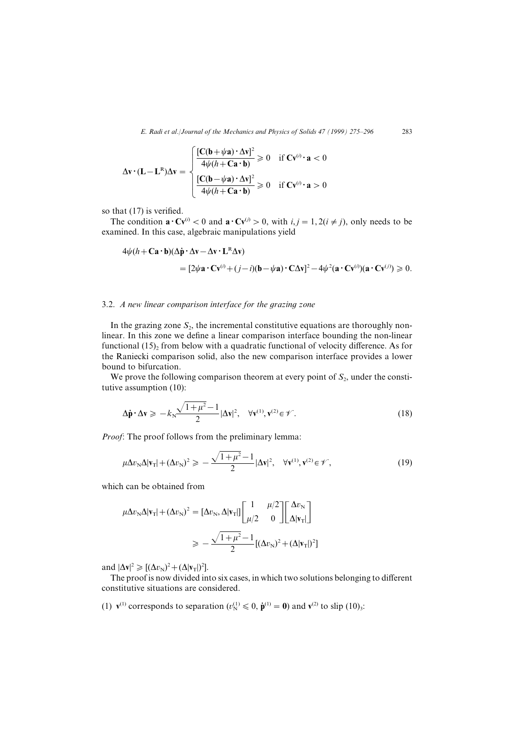$$
\Delta \mathbf{v} \cdot (\mathbf{L} - \mathbf{L}^{\mathrm{R}}) \Delta \mathbf{v} = \begin{cases} \dfrac{[\mathbf{C}(\mathbf{b} + \psi \mathbf{a}) \cdot \Delta \mathbf{v}]^2}{4\psi(h + \mathbf{C}\mathbf{a} \cdot \mathbf{b})} \geqslant 0 & \text{if } \mathbf{C}\mathbf{v}^{(i)} \cdot \mathbf{a} < 0 \\[2ex] \dfrac{[\mathbf{C}(\mathbf{b} - \psi \mathbf{a}) \cdot \Delta \mathbf{v}]^2}{4\psi(h + \mathbf{C}\mathbf{a} \cdot \mathbf{b})} \geqslant 0 & \text{if } \mathbf{C}\mathbf{v}^{(i)} \cdot \mathbf{a} > 0 \end{cases}
$$

so that (17) is verified.

The condition $\mathbf{a} \cdot \mathbf{C}\mathbf{v}^{(i)} < 0$ and $\mathbf{a} \cdot \mathbf{C}\mathbf{v}^{(j)} > 0$, with $i, j = 1, 2 (i \neq j)$, only needs to be examined. In this case, algebraic manipulations yield

$$
\begin{aligned}
&4\psi(h + \mathbf{C}\mathbf{a} \cdot \mathbf{b})(\Delta \dot{\mathbf{p}} \cdot \Delta \mathbf{v} - \Delta \mathbf{v} \cdot \mathbf{L}^{\mathrm{R}} \Delta \mathbf{v}) \\
&\qquad = [2\psi \mathbf{a} \cdot \mathbf{C}\mathbf{v}^{(i)} + (j - i)(\mathbf{b} - \psi \mathbf{a}) \cdot \mathbf{C} \Delta \mathbf{v}]^2 - 4\psi^2 (\mathbf{a} \cdot \mathbf{C}\mathbf{v}^{(i)})(\mathbf{a} \cdot \mathbf{C}\mathbf{v}^{(j)}) \geqslant 0.
\end{aligned}
$$

### 3.2. *A new linear comparison interface for the grazing zone*

In the grazing zone $S_2$, the incremental constitutive equations are thoroughly non-linear. In this zone we define a linear comparison interface bounding the non-linear functional $(15)_2$ from below with a quadratic functional of velocity difference. As for the Raniecki comparison solid, also the new comparison interface provides a lower bound to bifurcation.

We prove the following comparison theorem at every point of $S_2$, under the constitutive assumption (10):

$$
\Delta \dot{\mathbf{p}} \cdot \Delta \mathbf{v} \geqslant -k_{\mathrm{N}} \frac{\sqrt{1 + \mu^2} - 1}{2} |\Delta \mathbf{v}|^2, \quad \forall \mathbf{v}^{(1)}, \mathbf{v}^{(2)} \in \mathscr{V}. \tag{18}
$$

*Proof*: The proof follows from the preliminary lemma:

$$
\mu \Delta v_{\mathrm{N}} \Delta |\mathbf{v}_{\mathrm{T}}| + (\Delta v_{\mathrm{N}})^2 \geqslant -\frac{\sqrt{1 + \mu^2} - 1}{2} |\Delta \mathbf{v}|^2, \quad \forall \mathbf{v}^{(1)}, \mathbf{v}^{(2)} \in \mathscr{V}, \tag{19}
$$

which can be obtained from

$$
\begin{aligned}
\mu \Delta v_{\mathrm{N}} \Delta |\mathbf{v}_{\mathrm{T}}| + (\Delta v_{\mathrm{N}})^2 &= [\Delta v_{\mathrm{N}}, \Delta |\mathbf{v}_{\mathrm{T}}|] \begin{bmatrix} 1 & \mu/2 \\ \mu/2 & 0 \end{bmatrix} \begin{bmatrix} \Delta v_{\mathrm{N}} \\ \Delta |\mathbf{v}_{\mathrm{T}}| \end{bmatrix} \\
&\geqslant -\frac{\sqrt{1 + \mu^2} - 1}{2} [(\Delta v_{\mathrm{N}})^2 + (\Delta |\mathbf{v}_{\mathrm{T}}|)^2]
\end{aligned}
$$

and $|\Delta \mathbf{v}|^2 \geqslant [(\Delta v_{\mathrm{N}})^2 + (\Delta |\mathbf{v}_{\mathrm{T}}|)^2]$.

The proof is now divided into six cases, in which two solutions belonging to different constitutive situations are considered.

(1) $\mathbf{v}^{(1)}$ corresponds to separation ($v_{\mathrm{N}}^{(1)} \leqslant 0$, $\dot{\mathbf{p}}^{(1)} = \mathbf{0}$) and $\mathbf{v}^{(2)}$ to slip $(10)_3$: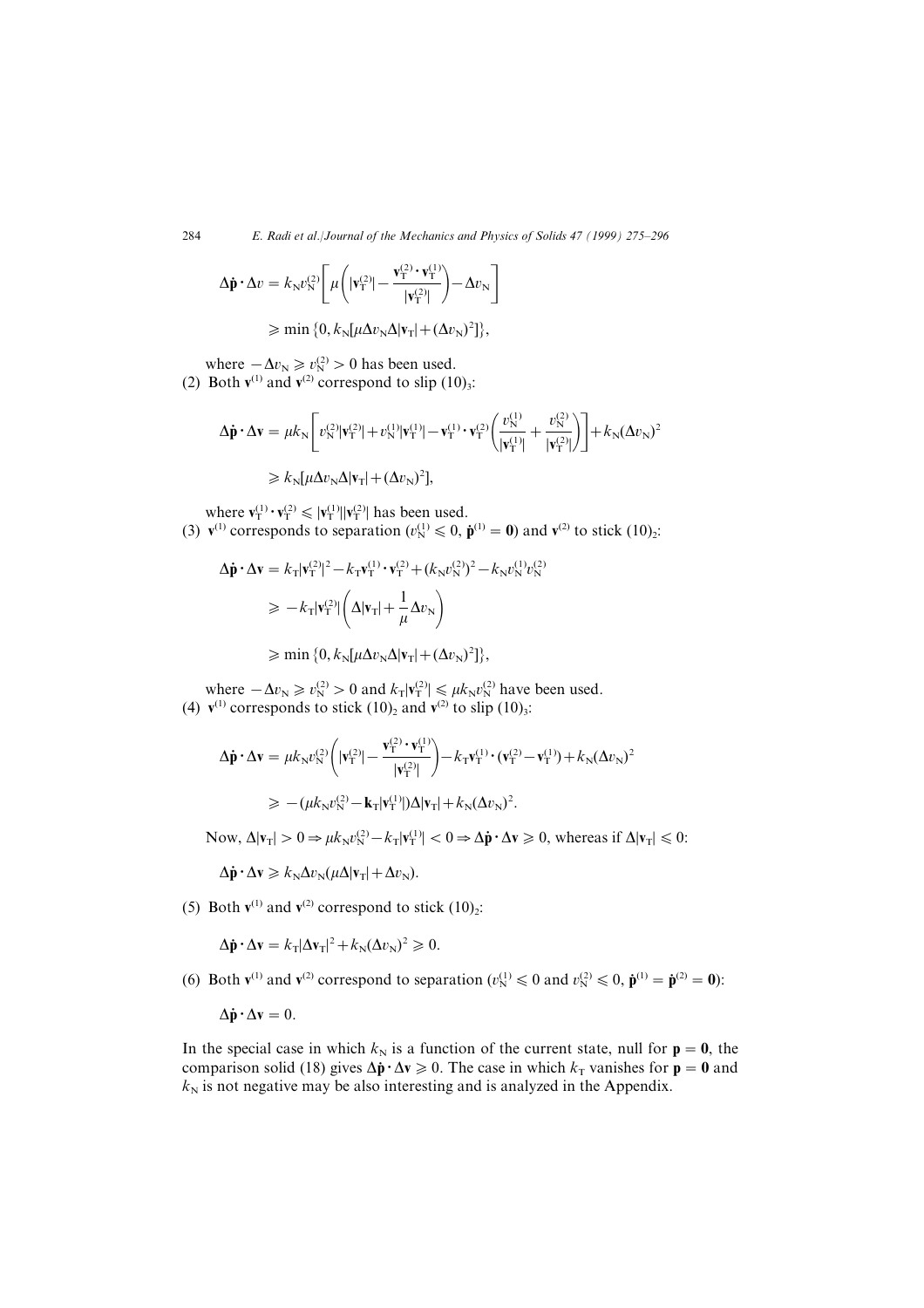$$\Delta \dot{\mathbf{p}} \cdot \Delta v = k_{\mathrm{N}} v_{\mathrm{N}}^{(2)} \left[ \mu \left( |\mathbf{v}_{\mathrm{T}}^{(2)}| - \frac{\mathbf{v}_{\mathrm{T}}^{(2)} \cdot \mathbf{v}_{\mathrm{T}}^{(1)}}{|\mathbf{v}_{\mathrm{T}}^{(2)}|} \right) - \Delta v_{\mathrm{N}} \right]$$

$$\geqslant \min \{0, k_{\mathrm{N}} [\mu \Delta v_{\mathrm{N}} \Delta |\mathbf{v}_{\mathrm{T}}| + (\Delta v_{\mathrm{N}})^2]\},$$

where $-\Delta v_{\mathrm{N}} \geqslant v_{\mathrm{N}}^{(2)} > 0$ has been used.

(2) Both $\mathbf{v}^{(1)}$ and $\mathbf{v}^{(2)}$ correspond to slip $(10)_3$:

$$\Delta \dot{\mathbf{p}} \cdot \Delta \mathbf{v} = \mu k_{\mathrm{N}} \left[ v_{\mathrm{N}}^{(2)} |\mathbf{v}_{\mathrm{T}}^{(2)}| + v_{\mathrm{N}}^{(1)} |\mathbf{v}_{\mathrm{T}}^{(1)}| - \mathbf{v}_{\mathrm{T}}^{(1)} \cdot \mathbf{v}_{\mathrm{T}}^{(2)} \left( \frac{v_{\mathrm{N}}^{(1)}}{|\mathbf{v}_{\mathrm{T}}^{(1)}|} + \frac{v_{\mathrm{N}}^{(2)}}{|\mathbf{v}_{\mathrm{T}}^{(2)}|} \right) \right] + k_{\mathrm{N}} (\Delta v_{\mathrm{N}})^2$$

$$\geqslant k_{\mathrm{N}} [\mu \Delta v_{\mathrm{N}} \Delta |\mathbf{v}_{\mathrm{T}}| + (\Delta v_{\mathrm{N}})^2],$$

where $\mathbf{v}_{\mathrm{T}}^{(1)} \cdot \mathbf{v}_{\mathrm{T}}^{(2)} \leqslant |\mathbf{v}_{\mathrm{T}}^{(1)}| |\mathbf{v}_{\mathrm{T}}^{(2)}|$ has been used.

(3) $\mathbf{v}^{(1)}$ corresponds to separation ($v_{\mathrm{N}}^{(1)} \leqslant 0$, $\dot{\mathbf{p}}^{(1)} = \mathbf{0}$) and $\mathbf{v}^{(2)}$ to stick $(10)_2$:

$$\Delta \dot{\mathbf{p}} \cdot \Delta \mathbf{v} = k_{\mathrm{T}} |\mathbf{v}_{\mathrm{T}}^{(2)}|^2 - k_{\mathrm{T}} \mathbf{v}_{\mathrm{T}}^{(1)} \cdot \mathbf{v}_{\mathrm{T}}^{(2)} + (k_{\mathrm{N}} v_{\mathrm{N}}^{(2)})^2 - k_{\mathrm{N}} v_{\mathrm{N}}^{(1)} v_{\mathrm{N}}^{(2)}$$

$$\geqslant -k_{\mathrm{T}} |\mathbf{v}_{\mathrm{T}}^{(2)}| \left( \Delta |\mathbf{v}_{\mathrm{T}}| + \frac{1}{\mu} \Delta v_{\mathrm{N}} \right)$$

$$\geqslant \min \{0, k_{\mathrm{N}} [\mu \Delta v_{\mathrm{N}} \Delta |\mathbf{v}_{\mathrm{T}}| + (\Delta v_{\mathrm{N}})^2]\},$$

where $-\Delta v_{\mathrm{N}} \geqslant v_{\mathrm{N}}^{(2)} > 0$ and $k_{\mathrm{T}} |\mathbf{v}_{\mathrm{T}}^{(2)}| \leqslant \mu k_{\mathrm{N}} v_{\mathrm{N}}^{(2)}$ have been used.

(4) $\mathbf{v}^{(1)}$ corresponds to stick $(10)_2$ and $\mathbf{v}^{(2)}$ to slip $(10)_3$:

$$\Delta \dot{\mathbf{p}} \cdot \Delta \mathbf{v} = \mu k_{\mathrm{N}} v_{\mathrm{N}}^{(2)} \left( |\mathbf{v}_{\mathrm{T}}^{(2)}| - \frac{\mathbf{v}_{\mathrm{T}}^{(2)} \cdot \mathbf{v}_{\mathrm{T}}^{(1)}}{|\mathbf{v}_{\mathrm{T}}^{(2)}|} \right) - k_{\mathrm{T}} \mathbf{v}_{\mathrm{T}}^{(1)} \cdot (\mathbf{v}_{\mathrm{T}}^{(2)} - \mathbf{v}_{\mathrm{T}}^{(1)}) + k_{\mathrm{N}} (\Delta v_{\mathrm{N}})^2$$

$$\geqslant -(\mu k_{\mathrm{N}} v_{\mathrm{N}}^{(2)} - \mathbf{k}_{\mathrm{T}} |\mathbf{v}_{\mathrm{T}}^{(1)}|) \Delta |\mathbf{v}_{\mathrm{T}}| + k_{\mathrm{N}} (\Delta v_{\mathrm{N}})^2.$$

Now, $\Delta |\mathbf{v}_{\mathrm{T}}| > 0 \Rightarrow \mu k_{\mathrm{N}} v_{\mathrm{N}}^{(2)} - k_{\mathrm{T}} |\mathbf{v}_{\mathrm{T}}^{(1)}| < 0 \Rightarrow \Delta \dot{\mathbf{p}} \cdot \Delta \mathbf{v} \geqslant 0$, whereas if $\Delta |\mathbf{v}_{\mathrm{T}}| \leqslant 0$:

$$\Delta \dot{\mathbf{p}} \cdot \Delta \mathbf{v} \geqslant k_{\mathrm{N}} \Delta v_{\mathrm{N}} (\mu \Delta |\mathbf{v}_{\mathrm{T}}| + \Delta v_{\mathrm{N}}).$$

(5) Both $\mathbf{v}^{(1)}$ and $\mathbf{v}^{(2)}$ correspond to stick $(10)_2$:

$$\Delta \dot{\mathbf{p}} \cdot \Delta \mathbf{v} = k_{\mathrm{T}} |\Delta \mathbf{v}_{\mathrm{T}}|^2 + k_{\mathrm{N}} (\Delta v_{\mathrm{N}})^2 \geqslant 0.$$

(6) Both $\mathbf{v}^{(1)}$ and $\mathbf{v}^{(2)}$ correspond to separation ($v_{\mathrm{N}}^{(1)} \leqslant 0$ and $v_{\mathrm{N}}^{(2)} \leqslant 0$, $\dot{\mathbf{p}}^{(1)} = \dot{\mathbf{p}}^{(2)} = \mathbf{0}$):

$$\Delta \dot{\mathbf{p}} \cdot \Delta \mathbf{v} = 0.$$

In the special case in which $k_{\mathrm{N}}$ is a function of the current state, null for $\mathbf{p} = \mathbf{0}$, the comparison solid (18) gives $\Delta \dot{\mathbf{p}} \cdot \Delta \mathbf{v} \geqslant 0$. The case in which $k_{\mathrm{T}}$ vanishes for $\mathbf{p} = \mathbf{0}$ and $k_{\mathrm{N}}$ is not negative may be also interesting and is analyzed in the Appendix.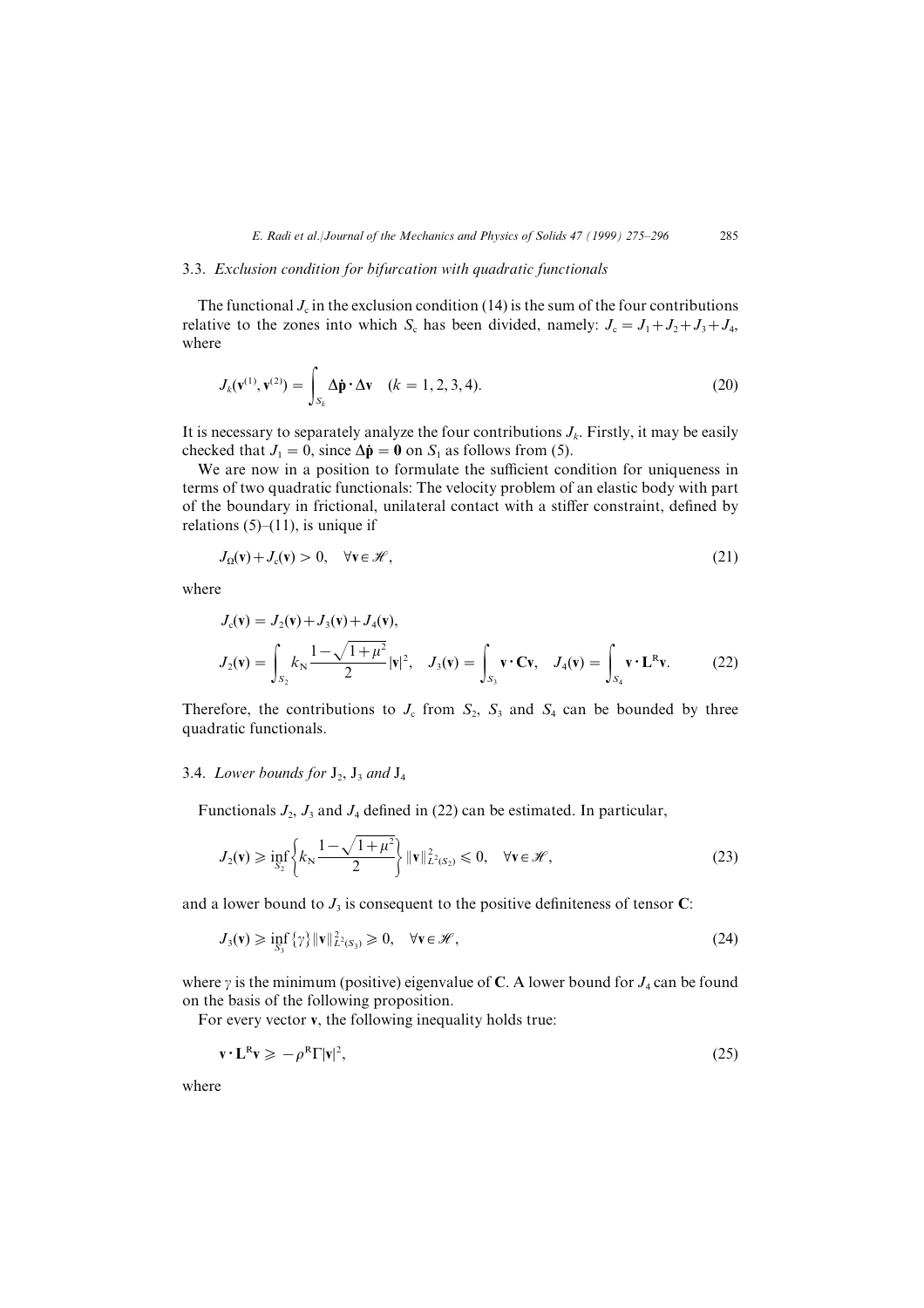### 3.3. *Exclusion condition for bifurcation with quadratic functionals*

The functional $J_c$ in the exclusion condition (14) is the sum of the four contributions relative to the zones into which $S_c$ has been divided, namely: $J_c = J_1 + J_2 + J_3 + J_4$, where

$$J_k(\mathbf{v}^{(1)}, \mathbf{v}^{(2)}) = \int_{S_k} \Delta\dot{\mathbf{p}} \cdot \Delta\mathbf{v} \quad (k = 1, 2, 3, 4). \tag{20}$$

It is necessary to separately analyze the four contributions $J_k$. Firstly, it may be easily checked that $J_1 = 0$, since $\Delta\dot{\mathbf{p}} = \mathbf{0}$ on $S_1$ as follows from (5).

We are now in a position to formulate the sufficient condition for uniqueness in terms of two quadratic functionals: The velocity problem of an elastic body with part of the boundary in frictional, unilateral contact with a stiffer constraint, defined by relations (5)–(11), is unique if

$$J_\Omega(\mathbf{v}) + J_c(\mathbf{v}) > 0, \quad \forall \mathbf{v} \in \mathscr{H}, \tag{21}$$

where

$$J_c(\mathbf{v}) = J_2(\mathbf{v}) + J_3(\mathbf{v}) + J_4(\mathbf{v}),$$
$$J_2(\mathbf{v}) = \int_{S_2} k_N \frac{1 - \sqrt{1+\mu^2}}{2} |\mathbf{v}|^2, \quad J_3(\mathbf{v}) = \int_{S_3} \mathbf{v} \cdot \mathbf{C}\mathbf{v}, \quad J_4(\mathbf{v}) = \int_{S_4} \mathbf{v} \cdot \mathbf{L}^{R}\mathbf{v}. \tag{22}$$

Therefore, the contributions to $J_c$ from $S_2$, $S_3$ and $S_4$ can be bounded by three quadratic functionals.

### 3.4. *Lower bounds for* $J_2$, $J_3$ *and* $J_4$

Functionals $J_2$, $J_3$ and $J_4$ defined in (22) can be estimated. In particular,

$$J_2(\mathbf{v}) \geqslant \inf_{S_2} \left\{ k_N \frac{1 - \sqrt{1+\mu^2}}{2} \right\} \|\mathbf{v}\|^2_{L^2(S_2)} \leqslant 0, \quad \forall \mathbf{v} \in \mathscr{H}, \tag{23}$$

and a lower bound to $J_3$ is consequent to the positive definiteness of tensor $\mathbf{C}$:

$$J_3(\mathbf{v}) \geqslant \inf_{S_3} \{\gamma\} \|\mathbf{v}\|^2_{L^2(S_3)} \geqslant 0, \quad \forall \mathbf{v} \in \mathscr{H}, \tag{24}$$

where $\gamma$ is the minimum (positive) eigenvalue of $\mathbf{C}$. A lower bound for $J_4$ can be found on the basis of the following proposition.

For every vector $\mathbf{v}$, the following inequality holds true:

$$\mathbf{v} \cdot \mathbf{L}^{R}\mathbf{v} \geqslant -\rho^{R}\Gamma|\mathbf{v}|^2, \tag{25}$$

where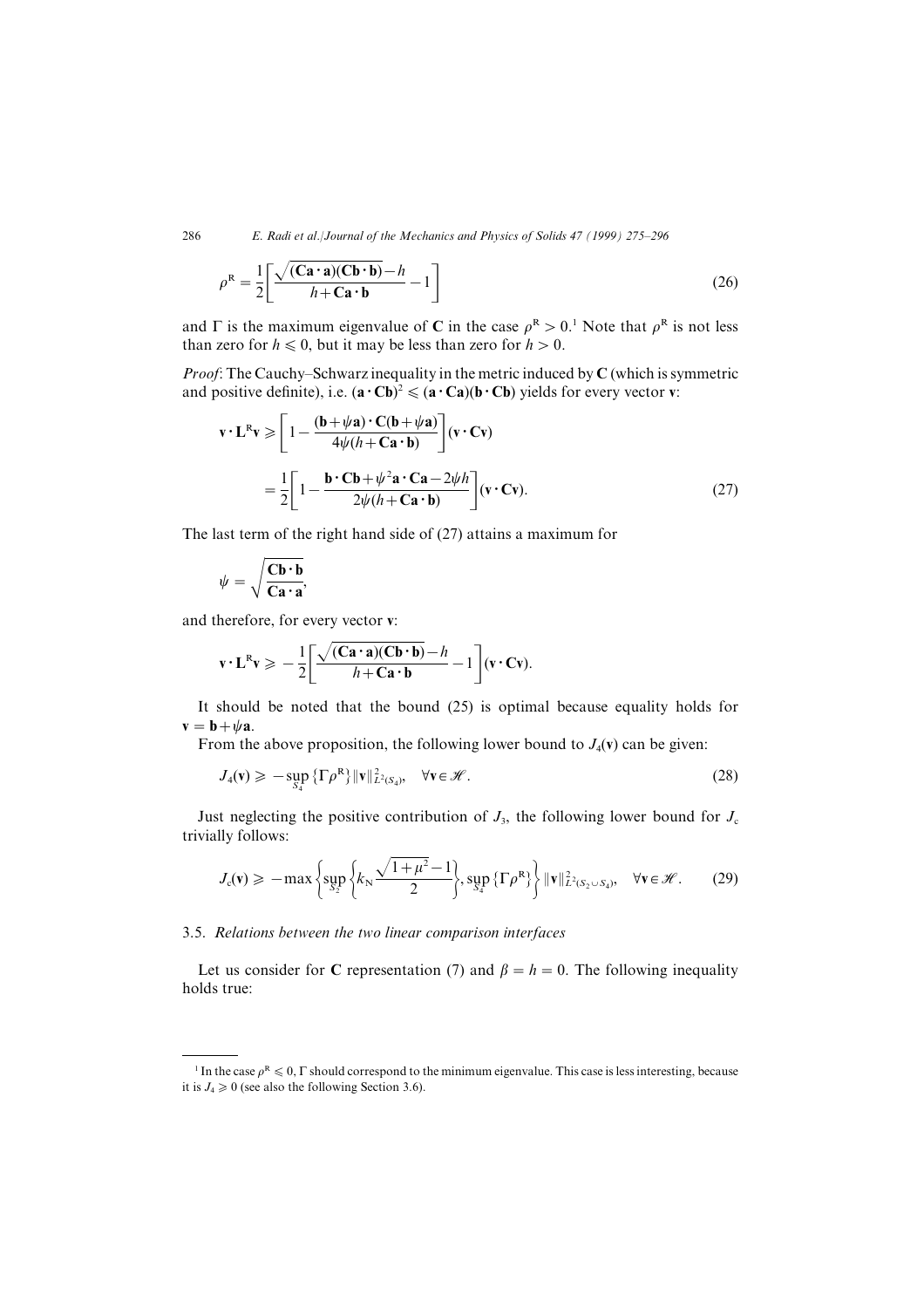$$\rho^{\mathrm{R}} = \frac{1}{2}\left[\frac{\sqrt{(\mathbf{Ca}\cdot\mathbf{a})(\mathbf{Cb}\cdot\mathbf{b})}-h}{h+\mathbf{Ca}\cdot\mathbf{b}}-1\right] \tag{26}$$

and $\Gamma$ is the maximum eigenvalue of $\mathbf{C}$ in the case $\rho^{\mathrm{R}} > 0$.[1] Note that $\rho^{\mathrm{R}}$ is not less than zero for $h \leqslant 0$, but it may be less than zero for $h > 0$.

*Proof*: The Cauchy–Schwarz inequality in the metric induced by $\mathbf{C}$ (which is symmetric and positive definite), i.e. $(\mathbf{a}\cdot\mathbf{Cb})^2 \leqslant (\mathbf{a}\cdot\mathbf{Ca})(\mathbf{b}\cdot\mathbf{Cb})$ yields for every vector $\mathbf{v}$:

$$\begin{aligned}
\mathbf{v}\cdot\mathbf{L}^{\mathrm{R}}\mathbf{v} &\geqslant \left[1-\frac{(\mathbf{b}+\psi\mathbf{a})\cdot\mathbf{C}(\mathbf{b}+\psi\mathbf{a})}{4\psi(h+\mathbf{Ca}\cdot\mathbf{b})}\right](\mathbf{v}\cdot\mathbf{Cv}) \\
&= \frac{1}{2}\left[1-\frac{\mathbf{b}\cdot\mathbf{Cb}+\psi^2\mathbf{a}\cdot\mathbf{Ca}-2\psi h}{2\psi(h+\mathbf{Ca}\cdot\mathbf{b})}\right](\mathbf{v}\cdot\mathbf{Cv}).
\end{aligned} \tag{27}$$

The last term of the right hand side of (27) attains a maximum for

$$\psi = \sqrt{\frac{\mathbf{Cb}\cdot\mathbf{b}}{\mathbf{Ca}\cdot\mathbf{a}}},$$

and therefore, for every vector $\mathbf{v}$:

$$\mathbf{v}\cdot\mathbf{L}^{\mathrm{R}}\mathbf{v} \geqslant -\frac{1}{2}\left[\frac{\sqrt{(\mathbf{Ca}\cdot\mathbf{a})(\mathbf{Cb}\cdot\mathbf{b})}-h}{h+\mathbf{Ca}\cdot\mathbf{b}}-1\right](\mathbf{v}\cdot\mathbf{Cv}).$$

It should be noted that the bound (25) is optimal because equality holds for $\mathbf{v} = \mathbf{b}+\psi\mathbf{a}$.

From the above proposition, the following lower bound to $J_4(\mathbf{v})$ can be given:

$$J_4(\mathbf{v}) \geqslant -\sup_{S_4}\{\Gamma\rho^{\mathrm{R}}\}\|\mathbf{v}\|^2_{L^2(S_4)}, \quad \forall \mathbf{v}\in\mathscr{H}. \tag{28}$$

Just neglecting the positive contribution of $J_3$, the following lower bound for $J_{\mathrm{c}}$ trivially follows:

$$J_{\mathrm{c}}(\mathbf{v}) \geqslant -\max\left\{\sup_{S_2}\left\{k_{\mathrm{N}}\frac{\sqrt{1+\mu^2}-1}{2}\right\}, \sup_{S_4}\{\Gamma\rho^{\mathrm{R}}\}\right\}\|\mathbf{v}\|^2_{L^2(S_2\cup S_4)}, \quad \forall\mathbf{v}\in\mathscr{H}. \tag{29}$$

### 3.5. *Relations between the two linear comparison interfaces*

Let us consider for $\mathbf{C}$ representation (7) and $\beta = h = 0$. The following inequality holds true:

---

[1] In the case $\rho^{\mathrm{R}} \leqslant 0$, $\Gamma$ should correspond to the minimum eigenvalue. This case is less interesting, because it is $J_4 \geqslant 0$ (see also the following Section 3.6).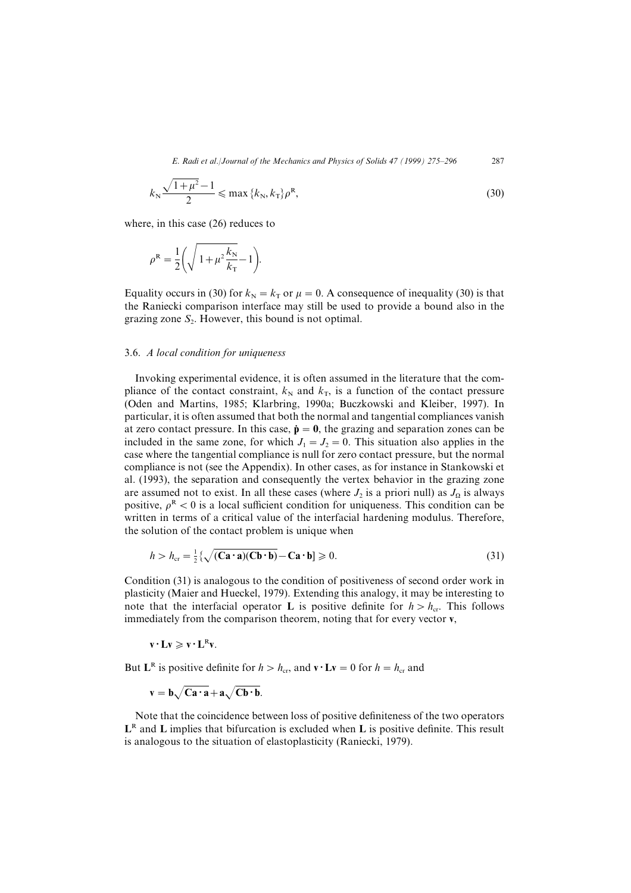$$k_N \frac{\sqrt{1+\mu^2}-1}{2} \leqslant \max\{k_N, k_T\}\rho^R, \tag{30}$$

where, in this case (26) reduces to

$$\rho^R = \frac{1}{2}\left(\sqrt{1+\mu^2\frac{k_N}{k_T}}-1\right).$$

Equality occurs in (30) for $k_N = k_T$ or $\mu = 0$. A consequence of inequality (30) is that the Raniecki comparison interface may still be used to provide a bound also in the grazing zone $S_2$. However, this bound is not optimal.

### 3.6. *A local condition for uniqueness*

Invoking experimental evidence, it is often assumed in the literature that the compliance of the contact constraint, $k_N$ and $k_T$, is a function of the contact pressure (Oden and Martins, 1985; Klarbring, 1990a; Buczkowski and Kleiber, 1997). In particular, it is often assumed that both the normal and tangential compliances vanish at zero contact pressure. In this case, $\dot{\mathbf{p}} = \mathbf{0}$, the grazing and separation zones can be included in the same zone, for which $J_1 = J_2 = 0$. This situation also applies in the case where the tangential compliance is null for zero contact pressure, but the normal compliance is not (see the Appendix). In other cases, as for instance in Stankowski et al. (1993), the separation and consequently the vertex behavior in the grazing zone are assumed not to exist. In all these cases (where $J_2$ is a priori null) as $J_\Omega$ is always positive, $\rho^R < 0$ is a local sufficient condition for uniqueness. This condition can be written in terms of a critical value of the interfacial hardening modulus. Therefore, the solution of the contact problem is unique when

$$h > h_{cr} = \tfrac{1}{2}\{\sqrt{(\mathbf{Ca}\cdot\mathbf{a})(\mathbf{Cb}\cdot\mathbf{b})} - \mathbf{Ca}\cdot\mathbf{b}] \geqslant 0. \tag{31}$$

Condition (31) is analogous to the condition of positiveness of second order work in plasticity (Maier and Hueckel, 1979). Extending this analogy, it may be interesting to note that the interfacial operator $\mathbf{L}$ is positive definite for $h > h_{cr}$. This follows immediately from the comparison theorem, noting that for every vector $\mathbf{v}$,

$$\mathbf{v}\cdot\mathbf{L}\mathbf{v} \geqslant \mathbf{v}\cdot\mathbf{L}^R\mathbf{v}.$$

But $\mathbf{L}^R$ is positive definite for $h > h_{cr}$, and $\mathbf{v}\cdot\mathbf{L}\mathbf{v} = 0$ for $h = h_{cr}$ and

$$\mathbf{v} = \mathbf{b}\sqrt{\mathbf{Ca}\cdot\mathbf{a}} + \mathbf{a}\sqrt{\mathbf{Cb}\cdot\mathbf{b}}.$$

Note that the coincidence between loss of positive definiteness of the two operators $\mathbf{L}^R$ and $\mathbf{L}$ implies that bifurcation is excluded when $\mathbf{L}$ is positive definite. This result is analogous to the situation of elastoplasticity (Raniecki, 1979).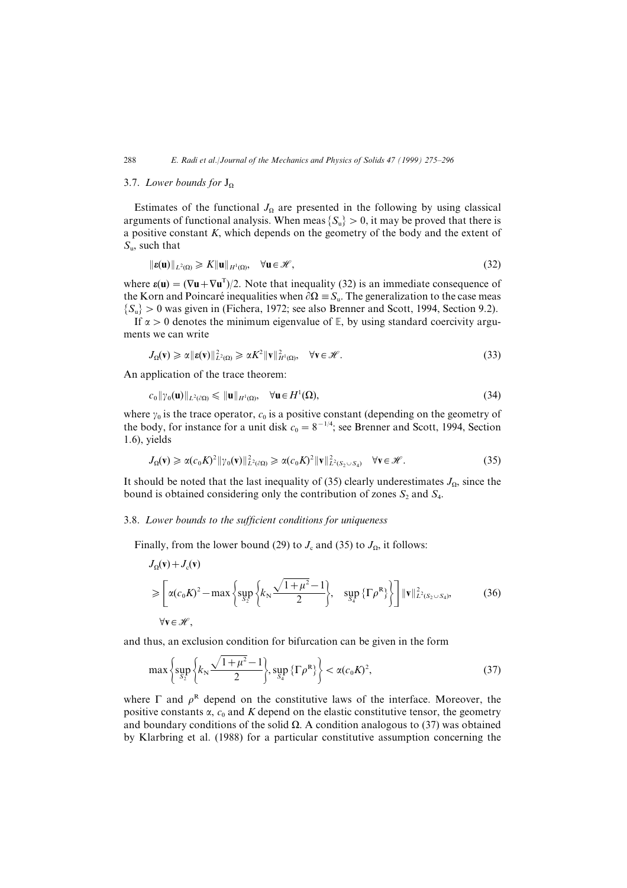### 3.7. *Lower bounds for* $J_\Omega$

Estimates of the functional $J_\Omega$ are presented in the following by using classical arguments of functional analysis. When meas $\{S_u\} > 0$, it may be proved that there is a positive constant $K$, which depends on the geometry of the body and the extent of $S_u$, such that

$$\|\boldsymbol{\varepsilon}(\mathbf{u})\|_{L^2(\Omega)} \geqslant K\|\mathbf{u}\|_{H^1(\Omega)}, \quad \forall \mathbf{u} \in \mathscr{H}, \tag{32}$$

where $\boldsymbol{\varepsilon}(\mathbf{u}) = (\nabla \mathbf{u} + \nabla \mathbf{u}^{\mathrm{T}})/2$. Note that inequality (32) is an immediate consequence of the Korn and Poincaré inequalities when $\partial\Omega \equiv S_u$. The generalization to the case meas $\{S_u\} > 0$ was given in (Fichera, 1972; see also Brenner and Scott, 1994, Section 9.2).

If $\alpha > 0$ denotes the minimum eigenvalue of $\mathbb{E}$, by using standard coercivity arguments we can write

$$J_\Omega(\mathbf{v}) \geqslant \alpha\|\boldsymbol{\varepsilon}(\mathbf{v})\|^2_{L^2(\Omega)} \geqslant \alpha K^2\|\mathbf{v}\|^2_{H^1(\Omega)}, \quad \forall \mathbf{v} \in \mathscr{H}. \tag{33}$$

An application of the trace theorem:

$$c_0\|\gamma_0(\mathbf{u})\|_{L^2(\partial\Omega)} \leqslant \|\mathbf{u}\|_{H^1(\Omega)}, \quad \forall \mathbf{u} \in H^1(\Omega), \tag{34}$$

where $\gamma_0$ is the trace operator, $c_0$ is a positive constant (depending on the geometry of the body, for instance for a unit disk $c_0 = 8^{-1/4}$; see Brenner and Scott, 1994, Section 1.6), yields

$$J_\Omega(\mathbf{v}) \geqslant \alpha(c_0K)^2\|\gamma_0(\mathbf{v})\|^2_{L^2(\partial\Omega)} \geqslant \alpha(c_0K)^2\|\mathbf{v}\|^2_{L^2(S_2 \cup S_4)} \quad \forall \mathbf{v} \in \mathscr{H}. \tag{35}$$

It should be noted that the last inequality of (35) clearly underestimates $J_\Omega$, since the bound is obtained considering only the contribution of zones $S_2$ and $S_4$.

### 3.8. *Lower bounds to the sufficient conditions for uniqueness*

Finally, from the lower bound (29) to $J_c$ and (35) to $J_\Omega$, it follows:

$$\begin{aligned} &J_\Omega(\mathbf{v}) + J_c(\mathbf{v}) \\ &\geqslant \left[\alpha(c_0K)^2 - \max\left\{\sup_{S_2}\left\{k_N\frac{\sqrt{1+\mu^2}-1}{2}\right\}, \quad \sup_{S_4}\left\{\Gamma\rho^{\mathrm{R}}\right\}\right\}\right]\|\mathbf{v}\|^2_{L^2(S_2 \cup S_4)}, \\ &\forall \mathbf{v} \in \mathscr{H}, \end{aligned} \tag{36}$$

and thus, an exclusion condition for bifurcation can be given in the form

$$\max\left\{\sup_{S_2}\left\{k_N\frac{\sqrt{1+\mu^2}-1}{2}\right\}, \sup_{S_4}\left\{\Gamma\rho^{\mathrm{R}}\right\}\right\} < \alpha(c_0K)^2, \tag{37}$$

where $\Gamma$ and $\rho^{\mathrm{R}}$ depend on the constitutive laws of the interface. Moreover, the positive constants $\alpha$, $c_0$ and $K$ depend on the elastic constitutive tensor, the geometry and boundary conditions of the solid $\Omega$. A condition analogous to (37) was obtained by Klarbring et al. (1988) for a particular constitutive assumption concerning the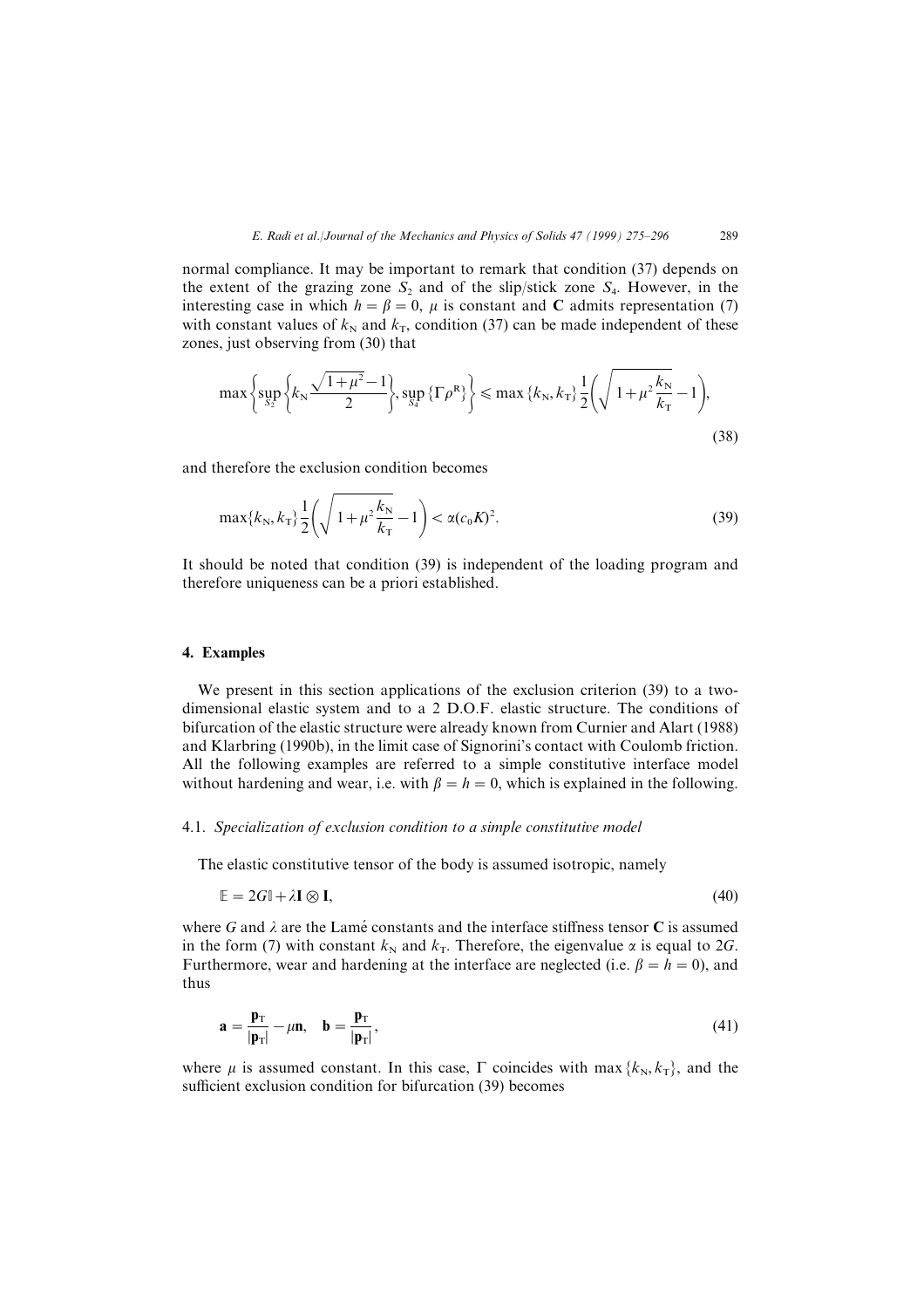normal compliance. It may be important to remark that condition (37) depends on the extent of the grazing zone $S_2$ and of the slip/stick zone $S_4$. However, in the interesting case in which $h = \beta = 0$, $\mu$ is constant and $\mathbf{C}$ admits representation (7) with constant values of $k_N$ and $k_T$, condition (37) can be made independent of these zones, just observing from (30) that

$$\max\left\{\sup_{S_2}\left\{k_N\frac{\sqrt{1+\mu^2}-1}{2}\right\}, \sup_{S_4}\{\Gamma\rho^R\}\right\} \leqslant \max\{k_N, k_T\}\frac{1}{2}\left(\sqrt{1+\mu^2\frac{k_N}{k_T}}-1\right), \tag{38}$$

and therefore the exclusion condition becomes

$$\max\{k_N, k_T\}\frac{1}{2}\left(\sqrt{1+\mu^2\frac{k_N}{k_T}}-1\right) < \alpha(c_0K)^2. \tag{39}$$

It should be noted that condition (39) is independent of the loading program and therefore uniqueness can be a priori established.

## 4. Examples

We present in this section applications of the exclusion criterion (39) to a two-dimensional elastic system and to a 2 D.O.F. elastic structure. The conditions of bifurcation of the elastic structure were already known from Curnier and Alart (1988) and Klarbring (1990b), in the limit case of Signorini's contact with Coulomb friction. All the following examples are referred to a simple constitutive interface model without hardening and wear, i.e. with $\beta = h = 0$, which is explained in the following.

### 4.1. *Specialization of exclusion condition to a simple constitutive model*

The elastic constitutive tensor of the body is assumed isotropic, namely

$$\mathbb{E} = 2G\mathbb{I} + \lambda\mathbf{I}\otimes\mathbf{I}, \tag{40}$$

where $G$ and $\lambda$ are the Lamé constants and the interface stiffness tensor $\mathbf{C}$ is assumed in the form (7) with constant $k_N$ and $k_T$. Therefore, the eigenvalue $\alpha$ is equal to $2G$. Furthermore, wear and hardening at the interface are neglected (i.e. $\beta = h = 0$), and thus

$$\mathbf{a} = \frac{\mathbf{p}_T}{|\mathbf{p}_T|} - \mu\mathbf{n}, \quad \mathbf{b} = \frac{\mathbf{p}_T}{|\mathbf{p}_T|}, \tag{41}$$

where $\mu$ is assumed constant. In this case, $\Gamma$ coincides with $\max\{k_N, k_T\}$, and the sufficient exclusion condition for bifurcation (39) becomes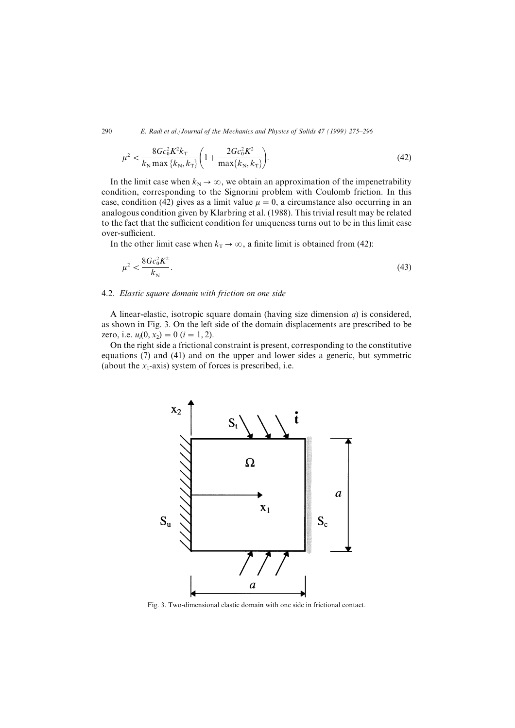$$\mu^2 < \frac{8Gc_0^2K^2k_T}{k_N \max\{k_N, k_T\}}\left(1 + \frac{2Gc_0^2K^2}{\max\{k_N, k_T\}}\right). \tag{42}$$

In the limit case when $k_N \to \infty$, we obtain an approximation of the impenetrability condition, corresponding to the Signorini problem with Coulomb friction. In this case, condition (42) gives as a limit value $\mu = 0$, a circumstance also occurring in an analogous condition given by Klarbring et al. (1988). This trivial result may be related to the fact that the sufficient condition for uniqueness turns out to be in this limit case over-sufficient.

In the other limit case when $k_T \to \infty$, a finite limit is obtained from (42):

$$\mu^2 < \frac{8Gc_0^2K^2}{k_N}. \tag{43}$$

### 4.2. *Elastic square domain with friction on one side*

A linear-elastic, isotropic square domain (having size dimension $a$) is considered, as shown in Fig. 3. On the left side of the domain displacements are prescribed to be zero, i.e. $u_i(0, x_2) = 0$ $(i = 1, 2)$.

On the right side a frictional constraint is present, corresponding to the constitutive equations (7) and (41) and on the upper and lower sides a generic, but symmetric (about the $x_1$-axis) system of forces is prescribed, i.e.

Fig. 3. Two-dimensional elastic domain with one side in frictional contact.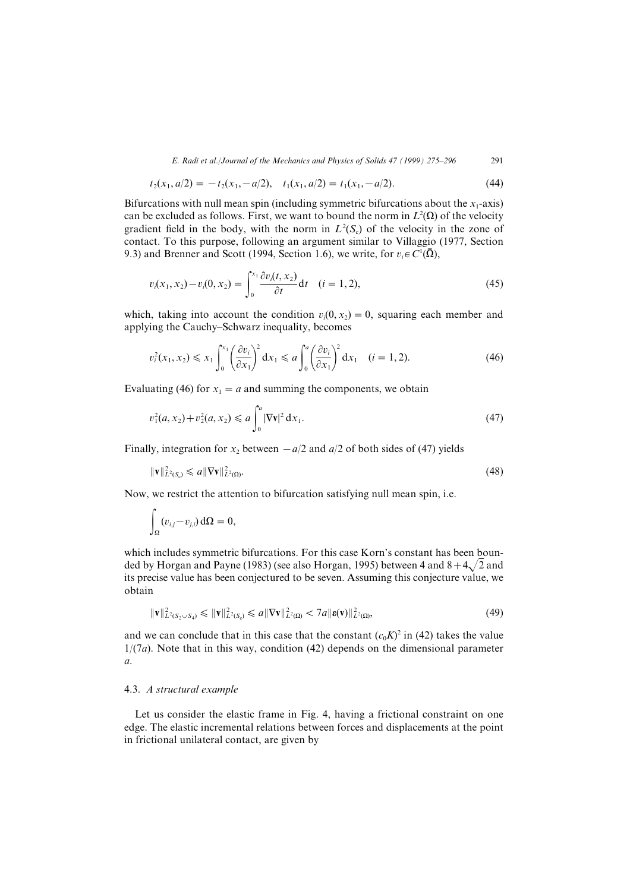$$t_2(x_1, a/2) = -t_2(x_1, -a/2), \quad t_1(x_1, a/2) = t_1(x_1, -a/2). \tag{44}$$

Bifurcations with null mean spin (including symmetric bifurcations about the $x_1$-axis) can be excluded as follows. First, we want to bound the norm in $L^2(\Omega)$ of the velocity gradient field in the body, with the norm in $L^2(S_c)$ of the velocity in the zone of contact. To this purpose, following an argument similar to Villaggio (1977, Section 9.3) and Brenner and Scott (1994, Section 1.6), we write, for $v_i \in C^1(\bar{\Omega})$,

$$v_i(x_1, x_2) - v_i(0, x_2) = \int_0^{x_1} \frac{\partial v_i(t, x_2)}{\partial t} \mathrm{d}t \quad (i = 1, 2), \tag{45}$$

which, taking into account the condition $v_i(0, x_2) = 0$, squaring each member and applying the Cauchy–Schwarz inequality, becomes

$$v_i^2(x_1, x_2) \leqslant x_1 \int_0^{x_1} \left(\frac{\partial v_i}{\partial x_1}\right)^2 \mathrm{d}x_1 \leqslant a \int_0^{a} \left(\frac{\partial v_i}{\partial x_1}\right)^2 \mathrm{d}x_1 \quad (i = 1, 2). \tag{46}$$

Evaluating (46) for $x_1 = a$ and summing the components, we obtain

$$v_1^2(a, x_2) + v_2^2(a, x_2) \leqslant a \int_0^{a} |\nabla \mathbf{v}|^2 \,\mathrm{d}x_1. \tag{47}$$

Finally, integration for $x_2$ between $-a/2$ and $a/2$ of both sides of (47) yields

$$\|\mathbf{v}\|^2_{L^2(S_c)} \leqslant a \|\nabla \mathbf{v}\|^2_{L^2(\Omega)}. \tag{48}$$

Now, we restrict the attention to bifurcation satisfying null mean spin, i.e.

$$\int_\Omega (v_{i,j} - v_{j,i}) \,\mathrm{d}\Omega = 0,$$

which includes symmetric bifurcations. For this case Korn's constant has been bounded by Horgan and Payne (1983) (see also Horgan, 1995) between 4 and $8 + 4\sqrt{2}$ and its precise value has been conjectured to be seven. Assuming this conjecture value, we obtain

$$\|\mathbf{v}\|^2_{L^2(S_2 \cup S_4)} \leqslant \|\mathbf{v}\|^2_{L^2(S_c)} \leqslant a \|\nabla \mathbf{v}\|^2_{L^2(\Omega)} < 7a \|\boldsymbol{\varepsilon}(\mathbf{v})\|^2_{L^2(\Omega)}, \tag{49}$$

and we can conclude that in this case that the constant $(c_0 K)^2$ in (42) takes the value $1/(7a)$. Note that in this way, condition (42) depends on the dimensional parameter $a$.

### 4.3. *A structural example*

Let us consider the elastic frame in Fig. 4, having a frictional constraint on one edge. The elastic incremental relations between forces and displacements at the point in frictional unilateral contact, are given by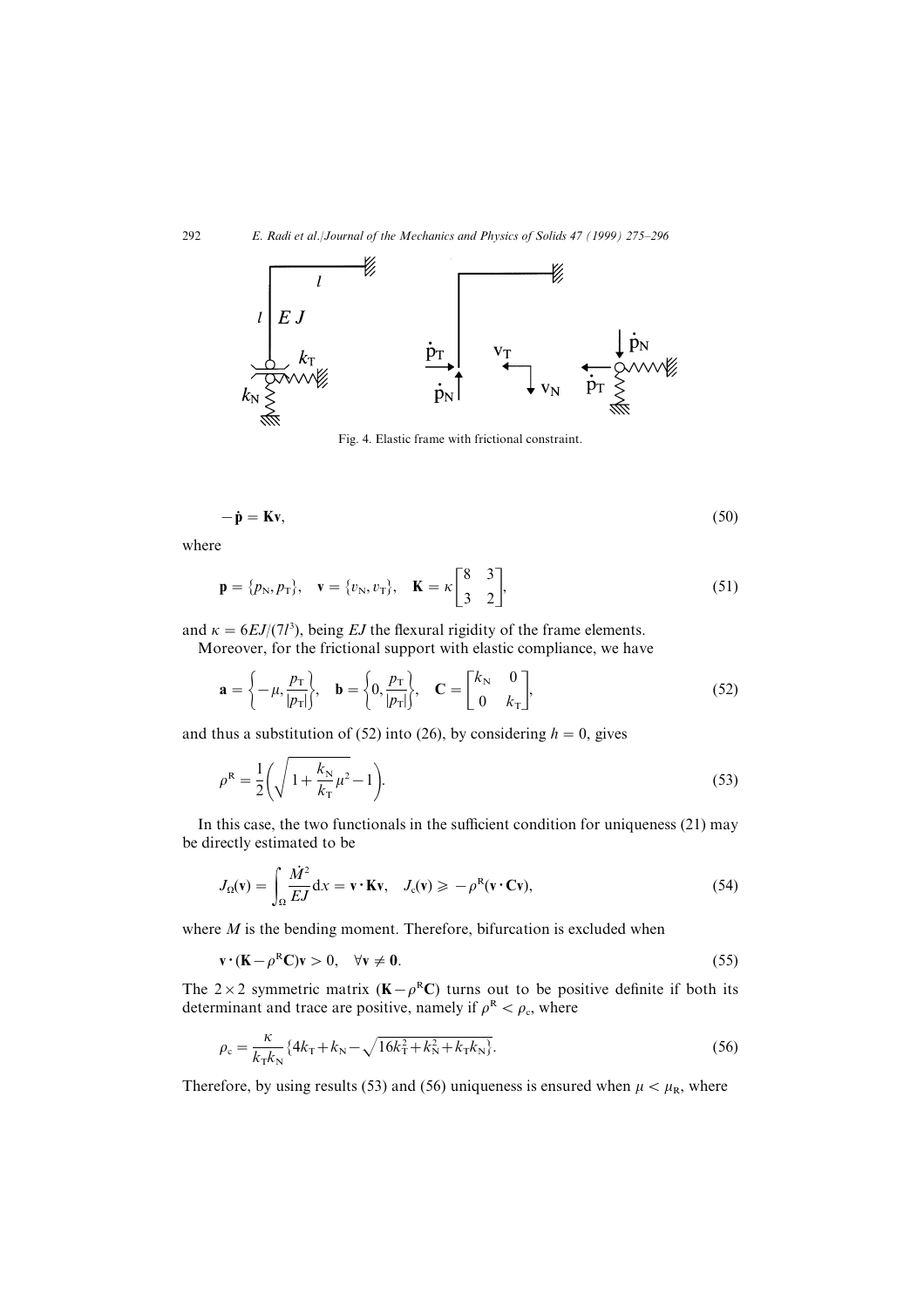Fig. 4. Elastic frame with frictional constraint.

$$-\dot{\mathbf{p}} = \mathbf{K}\mathbf{v}, \tag{50}$$

where

$$\mathbf{p} = \{p_N, p_T\}, \quad \mathbf{v} = \{v_N, v_T\}, \quad \mathbf{K} = \kappa \begin{bmatrix} 8 & 3 \\ 3 & 2 \end{bmatrix}, \tag{51}$$

and $\kappa = 6EJ/(7l^3)$, being $EJ$ the flexural rigidity of the frame elements.

Moreover, for the frictional support with elastic compliance, we have

$$\mathbf{a} = \left\{ -\mu, \frac{p_T}{|p_T|} \right\}, \quad \mathbf{b} = \left\{ 0, \frac{p_T}{|p_T|} \right\}, \quad \mathbf{C} = \begin{bmatrix} k_N & 0 \\ 0 & k_T \end{bmatrix}, \tag{52}$$

and thus a substitution of (52) into (26), by considering $h = 0$, gives

$$\rho^R = \frac{1}{2}\left( \sqrt{1 + \frac{k_N}{k_T}\mu^2} - 1 \right). \tag{53}$$

In this case, the two functionals in the sufficient condition for uniqueness (21) may be directly estimated to be

$$J_\Omega(\mathbf{v}) = \int_\Omega \frac{\dot{M}^2}{EJ}\,\mathrm{d}x = \mathbf{v} \cdot \mathbf{K}\mathbf{v}, \quad J_c(\mathbf{v}) \geqslant -\rho^R(\mathbf{v} \cdot \mathbf{C}\mathbf{v}), \tag{54}$$

where $M$ is the bending moment. Therefore, bifurcation is excluded when

$$\mathbf{v} \cdot (\mathbf{K} - \rho^R \mathbf{C})\mathbf{v} > 0, \quad \forall \mathbf{v} \neq \mathbf{0}. \tag{55}$$

The $2 \times 2$ symmetric matrix $(\mathbf{K} - \rho^R \mathbf{C})$ turns out to be positive definite if both its determinant and trace are positive, namely if $\rho^R < \rho_c$, where

$$\rho_c = \frac{\kappa}{k_T k_N}\{4k_T + k_N - \sqrt{16k_T^2 + k_N^2 + k_T k_N}\}. \tag{56}$$

Therefore, by using results (53) and (56) uniqueness is ensured when $\mu < \mu_R$, where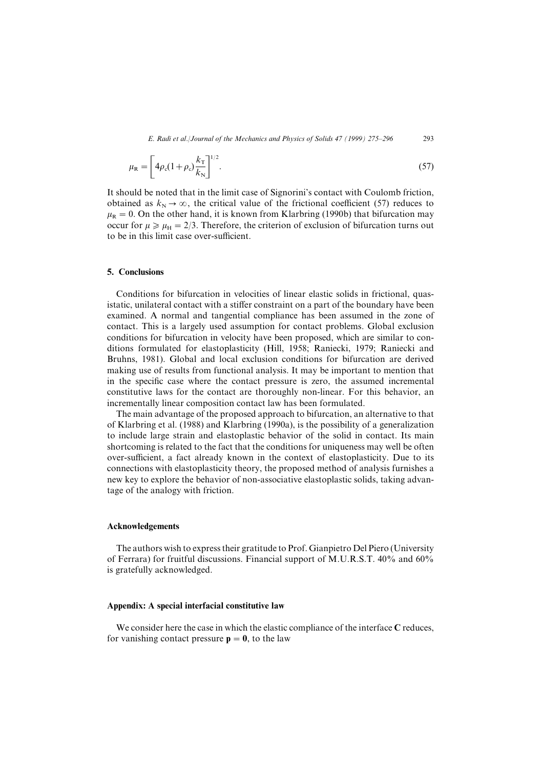$$
\mu_{\mathrm{R}} = \left[ 4\rho_{\mathrm{c}}(1+\rho_{\mathrm{c}})\frac{k_{\mathrm{T}}}{k_{\mathrm{N}}} \right]^{1/2}. \tag{57}
$$

It should be noted that in the limit case of Signorini's contact with Coulomb friction, obtained as $k_{\mathrm{N}} \to \infty$, the critical value of the frictional coefficient (57) reduces to $\mu_{\mathrm{R}} = 0$. On the other hand, it is known from Klarbring (1990b) that bifurcation may occur for $\mu \geqslant \mu_{\mathrm{H}} = 2/3$. Therefore, the criterion of exclusion of bifurcation turns out to be in this limit case over-sufficient.

## 5. Conclusions

Conditions for bifurcation in velocities of linear elastic solids in frictional, quasistatic, unilateral contact with a stiffer constraint on a part of the boundary have been examined. A normal and tangential compliance has been assumed in the zone of contact. This is a largely used assumption for contact problems. Global exclusion conditions for bifurcation in velocity have been proposed, which are similar to conditions formulated for elastoplasticity (Hill, 1958; Raniecki, 1979; Raniecki and Bruhns, 1981). Global and local exclusion conditions for bifurcation are derived making use of results from functional analysis. It may be important to mention that in the specific case where the contact pressure is zero, the assumed incremental constitutive laws for the contact are thoroughly non-linear. For this behavior, an incrementally linear composition contact law has been formulated.

The main advantage of the proposed approach to bifurcation, an alternative to that of Klarbring et al. (1988) and Klarbring (1990a), is the possibility of a generalization to include large strain and elastoplastic behavior of the solid in contact. Its main shortcoming is related to the fact that the conditions for uniqueness may well be often over-sufficient, a fact already known in the context of elastoplasticity. Due to its connections with elastoplasticity theory, the proposed method of analysis furnishes a new key to explore the behavior of non-associative elastoplastic solids, taking advantage of the analogy with friction.

## Acknowledgements

The authors wish to express their gratitude to Prof. Gianpietro Del Piero (University of Ferrara) for fruitful discussions. Financial support of M.U.R.S.T. 40% and 60% is gratefully acknowledged.

## Appendix: A special interfacial constitutive law

We consider here the case in which the elastic compliance of the interface $\mathbf{C}$ reduces, for vanishing contact pressure $\mathbf{p} = \mathbf{0}$, to the law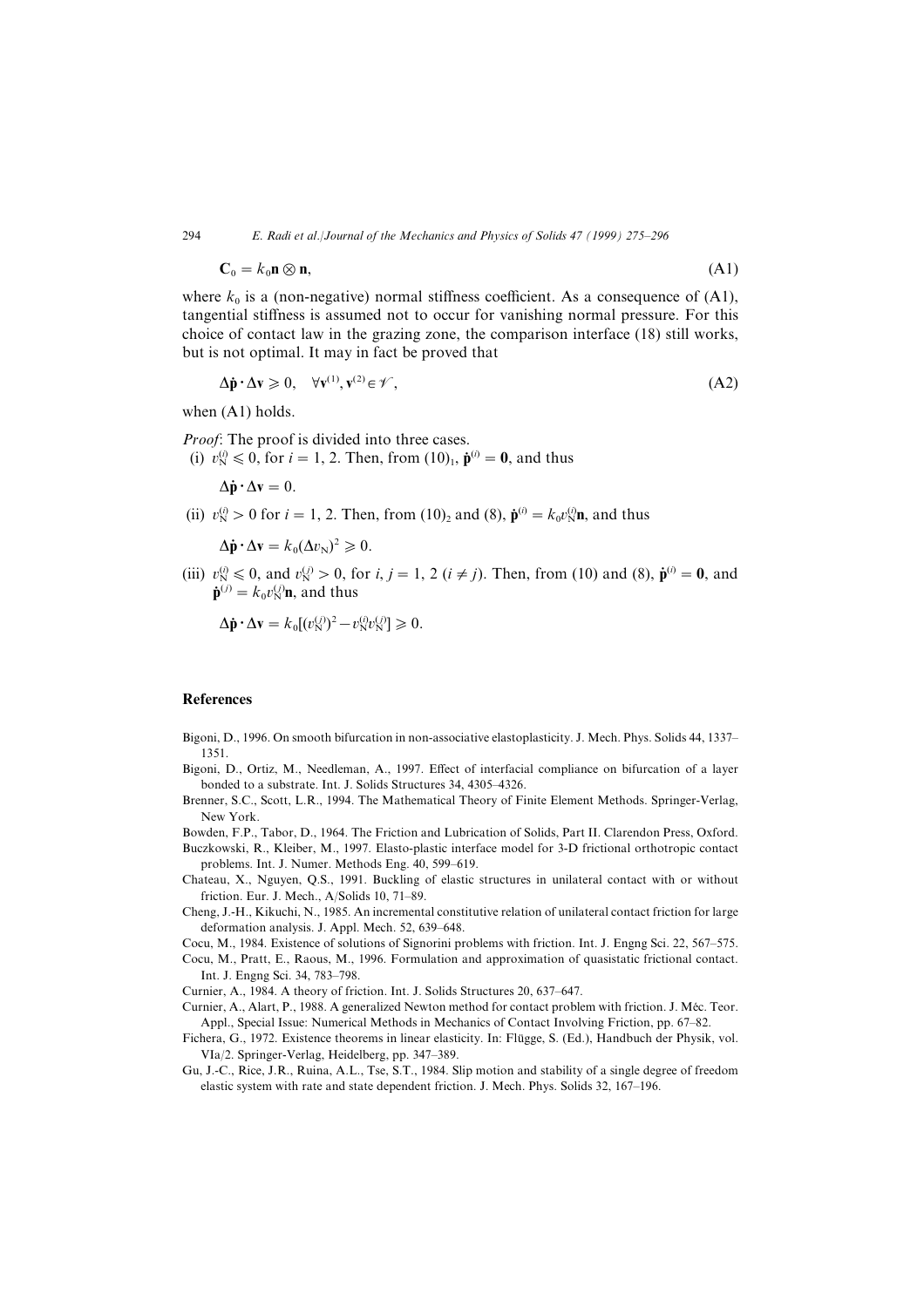$$\mathbf{C}_0 = k_0 \mathbf{n} \otimes \mathbf{n}, \tag{A1}$$

where $k_0$ is a (non-negative) normal stiffness coefficient. As a consequence of (A1), tangential stiffness is assumed not to occur for vanishing normal pressure. For this choice of contact law in the grazing zone, the comparison interface (18) still works, but is not optimal. It may in fact be proved that

$$\Delta \dot{\mathbf{p}} \cdot \Delta \mathbf{v} \geqslant 0, \quad \forall \mathbf{v}^{(1)}, \mathbf{v}^{(2)} \in \mathscr{V}, \tag{A2}$$

when (A1) holds.

*Proof*: The proof is divided into three cases.

(i) $v_N^{(i)} \leqslant 0$, for $i = 1, 2$. Then, from $(10)_1$, $\dot{\mathbf{p}}^{(i)} = \mathbf{0}$, and thus

$$\Delta \dot{\mathbf{p}} \cdot \Delta \mathbf{v} = 0.$$

(ii) $v_N^{(i)} > 0$ for $i = 1, 2$. Then, from $(10)_2$ and (8), $\dot{\mathbf{p}}^{(i)} = k_0 v_N^{(i)} \mathbf{n}$, and thus

$$\Delta \dot{\mathbf{p}} \cdot \Delta \mathbf{v} = k_0 (\Delta v_N)^2 \geqslant 0.$$

(iii) $v_N^{(i)} \leqslant 0$, and $v_N^{(j)} > 0$, for $i, j = 1, 2$ $(i \neq j)$. Then, from (10) and (8), $\dot{\mathbf{p}}^{(i)} = \mathbf{0}$, and $\dot{\mathbf{p}}^{(j)} = k_0 v_N^{(j)} \mathbf{n}$, and thus

$$\Delta \dot{\mathbf{p}} \cdot \Delta \mathbf{v} = k_0 [(v_N^{(j)})^2 - v_N^{(i)} v_N^{(j)}] \geqslant 0.$$

## References

Bigoni, D., 1996. On smooth bifurcation in non-associative elastoplasticity. J. Mech. Phys. Solids 44, 1337–1351.

Bigoni, D., Ortiz, M., Needleman, A., 1997. Effect of interfacial compliance on bifurcation of a layer bonded to a substrate. Int. J. Solids Structures 34, 4305–4326.

Brenner, S.C., Scott, L.R., 1994. The Mathematical Theory of Finite Element Methods. Springer-Verlag, New York.

Bowden, F.P., Tabor, D., 1964. The Friction and Lubrication of Solids, Part II. Clarendon Press, Oxford.

Buczkowski, R., Kleiber, M., 1997. Elasto-plastic interface model for 3-D frictional orthotropic contact problems. Int. J. Numer. Methods Eng. 40, 599–619.

Chateau, X., Nguyen, Q.S., 1991. Buckling of elastic structures in unilateral contact with or without friction. Eur. J. Mech., A/Solids 10, 71–89.

Cheng, J.-H., Kikuchi, N., 1985. An incremental constitutive relation of unilateral contact friction for large deformation analysis. J. Appl. Mech. 52, 639–648.

Cocu, M., 1984. Existence of solutions of Signorini problems with friction. Int. J. Engng Sci. 22, 567–575.

Cocu, M., Pratt, E., Raous, M., 1996. Formulation and approximation of quasistatic frictional contact. Int. J. Engng Sci. 34, 783–798.

Curnier, A., 1984. A theory of friction. Int. J. Solids Structures 20, 637–647.

Curnier, A., Alart, P., 1988. A generalized Newton method for contact problem with friction. J. Méc. Teor. Appl., Special Issue: Numerical Methods in Mechanics of Contact Involving Friction, pp. 67–82.

Fichera, G., 1972. Existence theorems in linear elasticity. In: Flügge, S. (Ed.), Handbuch der Physik, vol. VIa/2. Springer-Verlag, Heidelberg, pp. 347–389.

Gu, J.-C., Rice, J.R., Ruina, A.L., Tse, S.T., 1984. Slip motion and stability of a single degree of freedom elastic system with rate and state dependent friction. J. Mech. Phys. Solids 32, 167–196.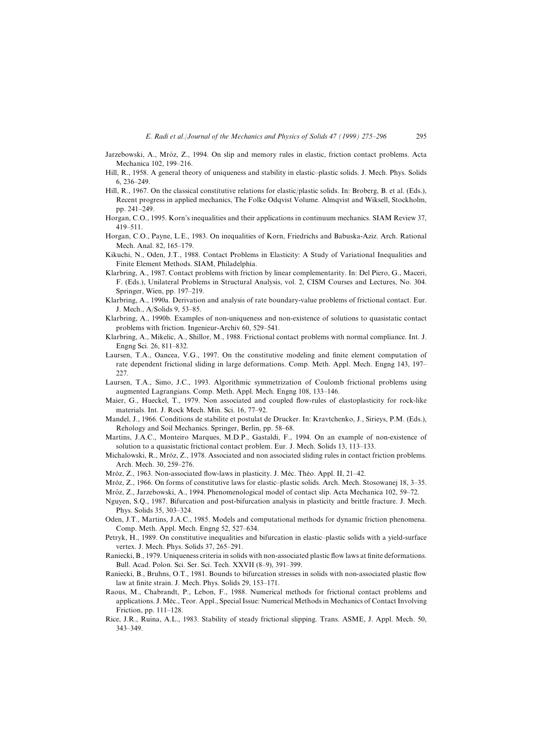Jarzebowski, A., Mróz, Z., 1994. On slip and memory rules in elastic, friction contact problems. Acta Mechanica 102, 199–216.

Hill, R., 1958. A general theory of uniqueness and stability in elastic–plastic solids. J. Mech. Phys. Solids 6, 236–249.

Hill, R., 1967. On the classical constitutive relations for elastic/plastic solids. In: Broberg, B. et al. (Eds.), Recent progress in applied mechanics, The Folke Odqvist Volume. Almqvist and Wiksell, Stockholm, pp. 241–249.

Horgan, C.O., 1995. Korn's inequalities and their applications in continuum mechanics. SIAM Review 37, 419–511.

Horgan, C.O., Payne, L.E., 1983. On inequalities of Korn, Friedrichs and Babuska-Aziz. Arch. Rational Mech. Anal. 82, 165–179.

Kikuchi, N., Oden, J.T., 1988. Contact Problems in Elasticity: A Study of Variational Inequalities and Finite Element Methods. SIAM, Philadelphia.

Klarbring, A., 1987. Contact problems with friction by linear complementarity. In: Del Piero, G., Maceri, F. (Eds.), Unilateral Problems in Structural Analysis, vol. 2, CISM Courses and Lectures, No. 304. Springer, Wien, pp. 197–219.

Klarbring, A., 1990a. Derivation and analysis of rate boundary-value problems of frictional contact. Eur. J. Mech., A/Solids 9, 53–85.

Klarbring, A., 1990b. Examples of non-uniqueness and non-existence of solutions to quasistatic contact problems with friction. Ingenieur-Archiv 60, 529–541.

Klarbring, A., Mikelic, A., Shillor, M., 1988. Frictional contact problems with normal compliance. Int. J. Engng Sci. 26, 811–832.

Laursen, T.A., Oancea, V.G., 1997. On the constitutive modeling and finite element computation of rate dependent frictional sliding in large deformations. Comp. Meth. Appl. Mech. Engng 143, 197–227.

Laursen, T.A., Simo, J.C., 1993. Algorithmic symmetrization of Coulomb frictional problems using augmented Lagrangians. Comp. Meth. Appl. Mech. Engng 108, 133–146.

Maier, G., Hueckel, T., 1979. Non associated and coupled flow-rules of elastoplasticity for rock-like materials. Int. J. Rock Mech. Min. Sci. 16, 77–92.

Mandel, J., 1966. Conditions de stabilite et postulat de Drucker. In: Kravtchenko, J., Sirieys, P.M. (Eds.), Rehology and Soil Mechanics. Springer, Berlin, pp. 58–68.

Martins, J.A.C., Monteiro Marques, M.D.P., Gastaldi, F., 1994. On an example of non-existence of solution to a quasistatic frictional contact problem. Eur. J. Mech. Solids 13, 113–133.

Michalowski, R., Mróz, Z., 1978. Associated and non associated sliding rules in contact friction problems. Arch. Mech. 30, 259–276.

Mróz, Z., 1963. Non-associated flow-laws in plasticity. J. Méc. Théo. Appl. II, 21–42.

Mróz, Z., 1966. On forms of constitutive laws for elastic–plastic solids. Arch. Mech. Stosowanej 18, 3–35.

Mróz, Z., Jarzebowski, A., 1994. Phenomenological model of contact slip. Acta Mechanica 102, 59–72.

Nguyen, S.Q., 1987. Bifurcation and post-bifurcation analysis in plasticity and brittle fracture. J. Mech. Phys. Solids 35, 303–324.

Oden, J.T., Martins, J.A.C., 1985. Models and computational methods for dynamic friction phenomena. Comp. Meth. Appl. Mech. Engng 52, 527–634.

Petryk, H., 1989. On constitutive inequalities and bifurcation in elastic–plastic solids with a yield-surface vertex. J. Mech. Phys. Solids 37, 265–291.

Raniecki, B., 1979. Uniqueness criteria in solids with non-associated plastic flow laws at finite deformations. Bull. Acad. Polon. Sci. Ser. Sci. Tech. XXVII (8–9), 391–399.

Raniecki, B., Bruhns, O.T., 1981. Bounds to bifurcation stresses in solids with non-associated plastic flow law at finite strain. J. Mech. Phys. Solids 29, 153–171.

Raous, M., Chabrandt, P., Lebon, F., 1988. Numerical methods for frictional contact problems and applications. J. Méc., Teor. Appl., Special Issue: Numerical Methods in Mechanics of Contact Involving Friction, pp. 111–128.

Rice, J.R., Ruina, A.L., 1983. Stability of steady frictional slipping. Trans. ASME, J. Appl. Mech. 50, 343–349.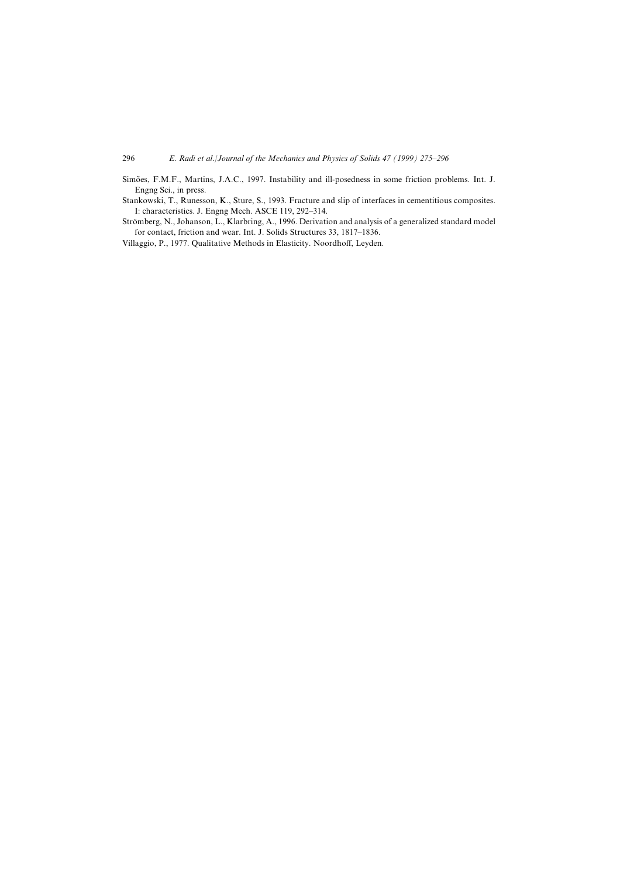Simões, F.M.F., Martins, J.A.C., 1997. Instability and ill-posedness in some friction problems. Int. J. Engng Sci., in press.

Stankowski, T., Runesson, K., Sture, S., 1993. Fracture and slip of interfaces in cementitious composites. I: characteristics. J. Engng Mech. ASCE 119, 292–314.

Strömberg, N., Johanson, L., Klarbring, A., 1996. Derivation and analysis of a generalized standard model for contact, friction and wear. Int. J. Solids Structures 33, 1817–1836.

Villaggio, P., 1977. Qualitative Methods in Elasticity. Noordhoff, Leyden.